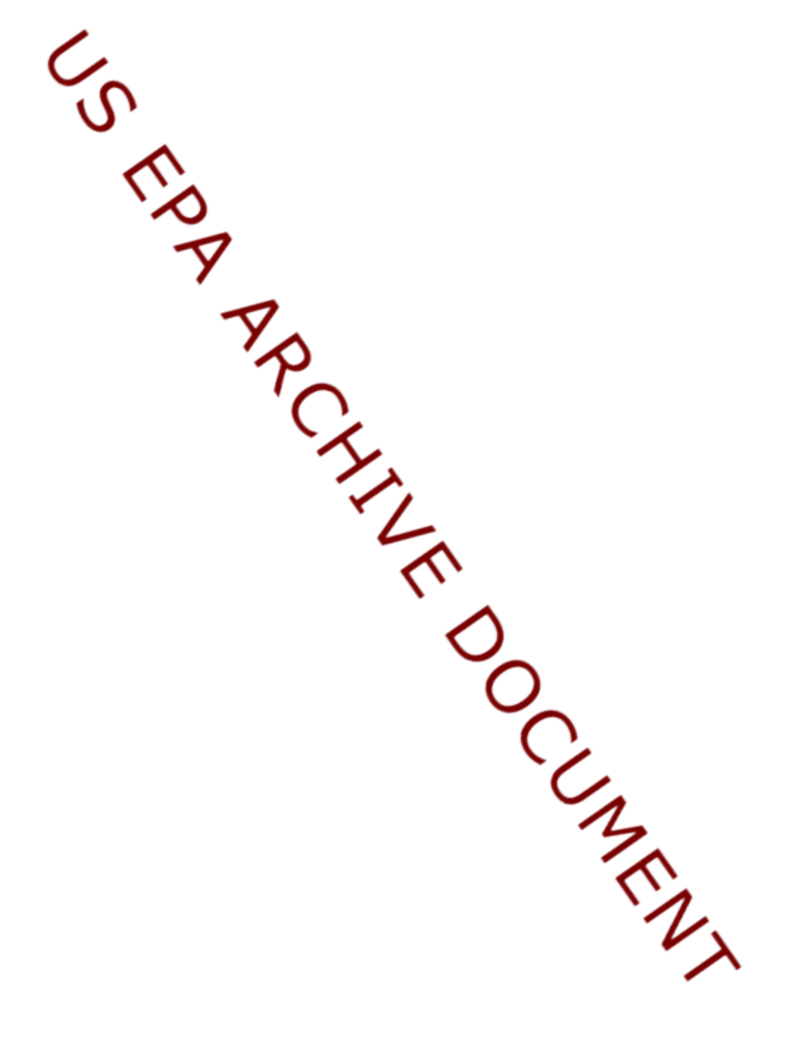US EPA ARCHIVE DOCUMENT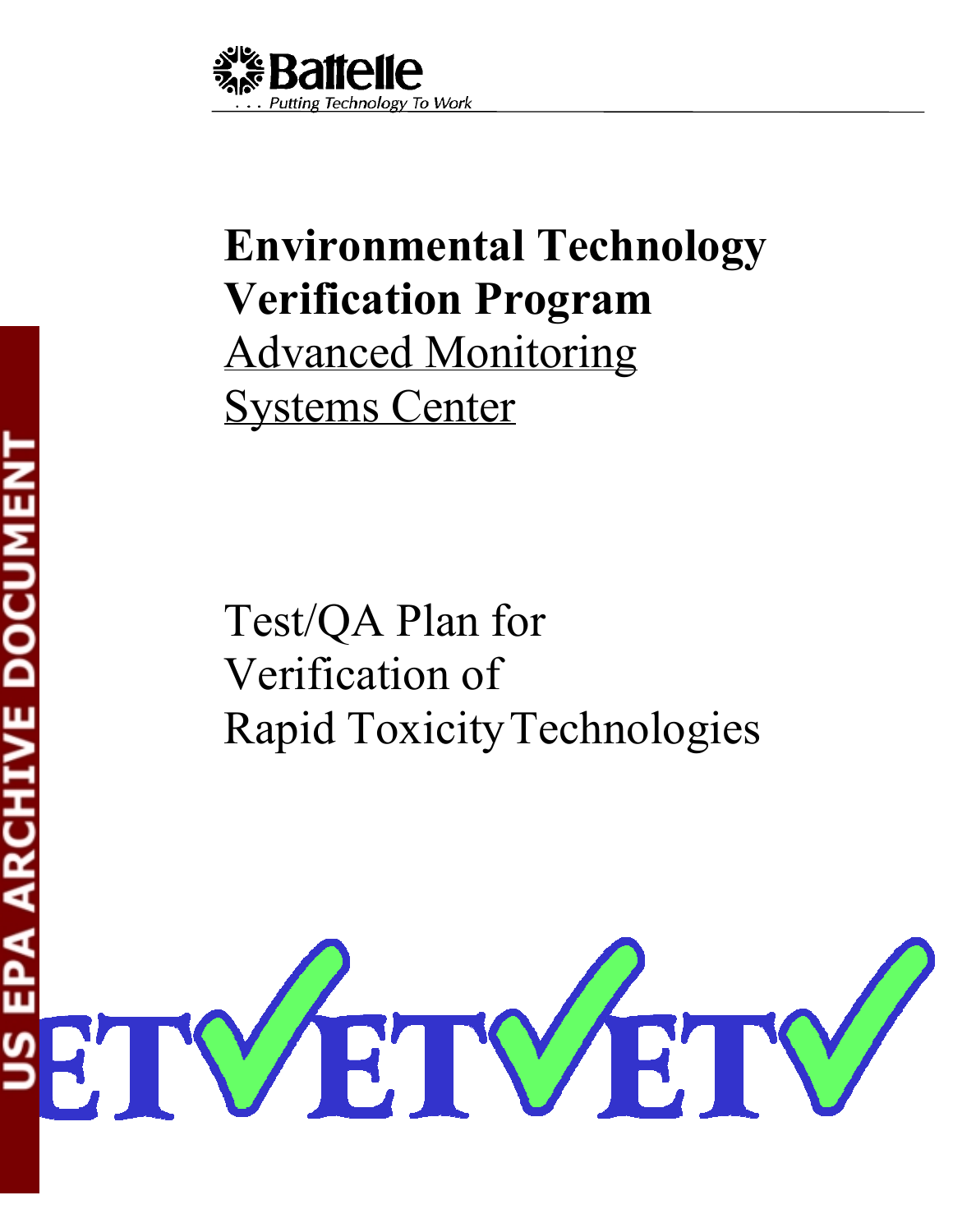# Environmental Technology Verification Program

Advanced Monitoring Systems Center

Test/QA Plan for Verification of Rapid Toxicity Technologies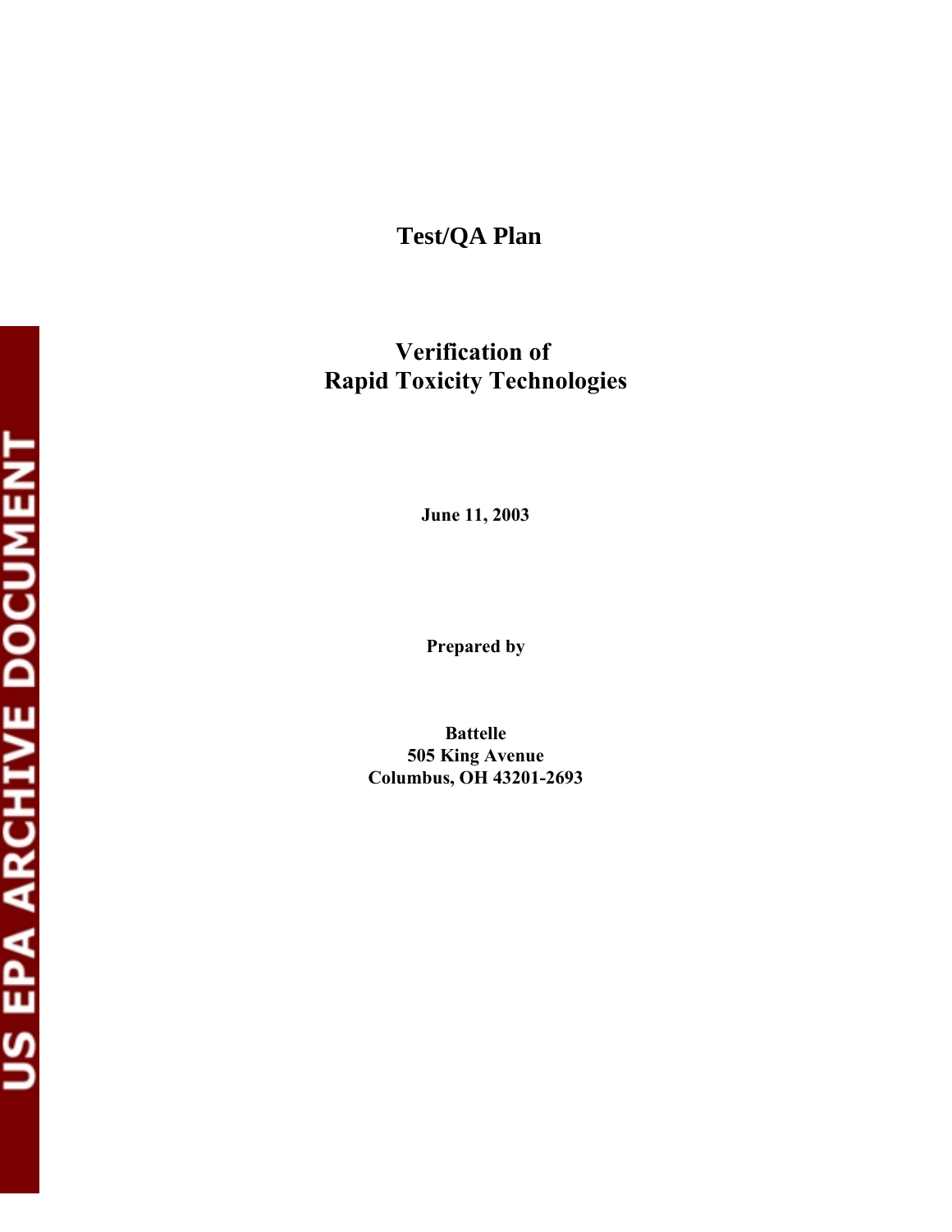# Test/QA Plan

## Verification of Rapid Toxicity Technologies

**June 11, 2003**

**Prepared by**

**Battelle**
**505 King Avenue**
**Columbus, OH 43201-2693**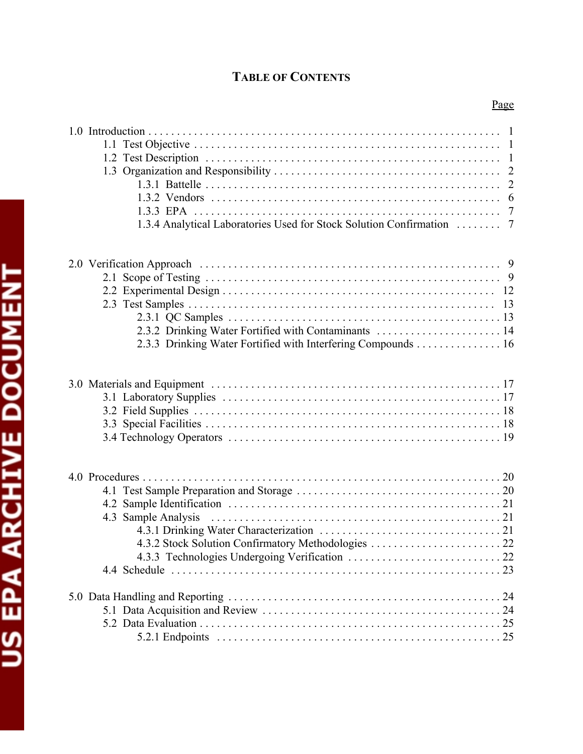# TABLE OF CONTENTS

| | Page |
|---|---|
| 1.0 Introduction | 1 |
| 1.1 Test Objective | 1 |
| 1.2 Test Description | 1 |
| 1.3 Organization and Responsibility | 2 |
| 1.3.1 Battelle | 2 |
| 1.3.2 Vendors | 6 |
| 1.3.3 EPA | 7 |
| 1.3.4 Analytical Laboratories Used for Stock Solution Confirmation | 7 |
| 2.0 Verification Approach | 9 |
| 2.1 Scope of Testing | 9 |
| 2.2 Experimental Design | 12 |
| 2.3 Test Samples | 13 |
| 2.3.1 QC Samples | 13 |
| 2.3.2 Drinking Water Fortified with Contaminants | 14 |
| 2.3.3 Drinking Water Fortified with Interfering Compounds | 16 |
| 3.0 Materials and Equipment | 17 |
| 3.1 Laboratory Supplies | 17 |
| 3.2 Field Supplies | 18 |
| 3.3 Special Facilities | 18 |
| 3.4 Technology Operators | 19 |
| 4.0 Procedures | 20 |
| 4.1 Test Sample Preparation and Storage | 20 |
| 4.2 Sample Identification | 21 |
| 4.3 Sample Analysis | 21 |
| 4.3.1 Drinking Water Characterization | 21 |
| 4.3.2 Stock Solution Confirmatory Methodologies | 22 |
| 4.3.3 Technologies Undergoing Verification | 22 |
| 4.4 Schedule | 23 |
| 5.0 Data Handling and Reporting | 24 |
| 5.1 Data Acquisition and Review | 24 |
| 5.2 Data Evaluation | 25 |
| 5.2.1 Endpoints | 25 |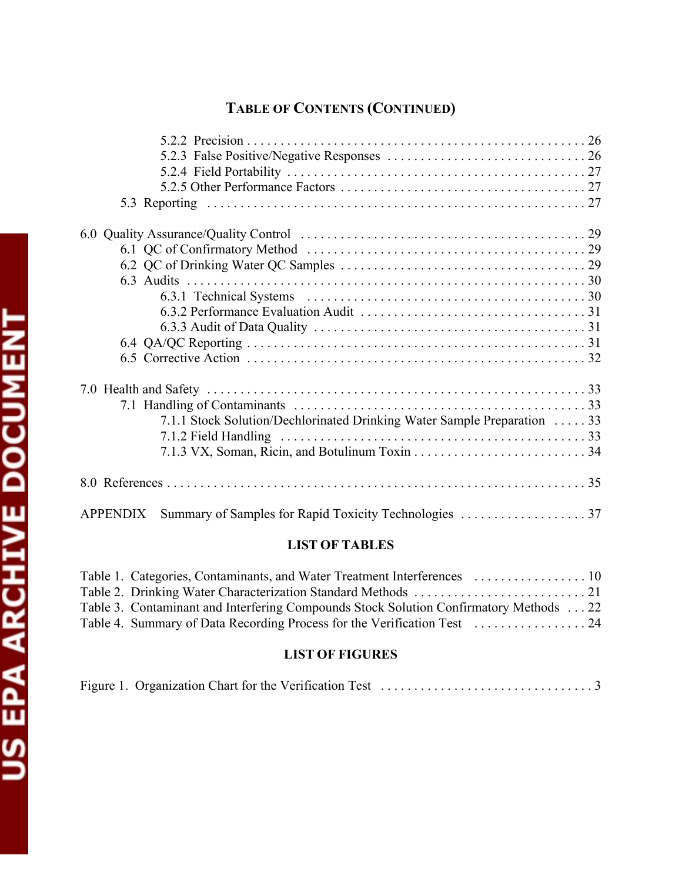## TABLE OF CONTENTS (CONTINUED)

- 5.2.2 Precision . . . . . . . . . . . . . . . . . . . . . . . . . . . . . . . . . . . . . . . . . . . . . . . . 26
- 5.2.3 False Positive/Negative Responses . . . . . . . . . . . . . . . . . . . . . . . . . . . . . . 26
- 5.2.4 Field Portability . . . . . . . . . . . . . . . . . . . . . . . . . . . . . . . . . . . . . . . . . . . 27
- 5.2.5 Other Performance Factors . . . . . . . . . . . . . . . . . . . . . . . . . . . . . . . . . . . 27
- 5.3 Reporting . . . . . . . . . . . . . . . . . . . . . . . . . . . . . . . . . . . . . . . . . . . . . . . . . . . 27

6.0 Quality Assurance/Quality Control . . . . . . . . . . . . . . . . . . . . . . . . . . . . . . . . . . 29
- 6.1 QC of Confirmatory Method . . . . . . . . . . . . . . . . . . . . . . . . . . . . . . . . . . . . . 29
- 6.2 QC of Drinking Water QC Samples . . . . . . . . . . . . . . . . . . . . . . . . . . . . . . . . 29
- 6.3 Audits . . . . . . . . . . . . . . . . . . . . . . . . . . . . . . . . . . . . . . . . . . . . . . . . . . . . . 30
  - 6.3.1 Technical Systems . . . . . . . . . . . . . . . . . . . . . . . . . . . . . . . . . . . . . . . . . 30
  - 6.3.2 Performance Evaluation Audit . . . . . . . . . . . . . . . . . . . . . . . . . . . . . . . . . 31
  - 6.3.3 Audit of Data Quality . . . . . . . . . . . . . . . . . . . . . . . . . . . . . . . . . . . . . . . 31
- 6.4 QA/QC Reporting . . . . . . . . . . . . . . . . . . . . . . . . . . . . . . . . . . . . . . . . . . . . 31
- 6.5 Corrective Action . . . . . . . . . . . . . . . . . . . . . . . . . . . . . . . . . . . . . . . . . . . . 32

7.0 Health and Safety . . . . . . . . . . . . . . . . . . . . . . . . . . . . . . . . . . . . . . . . . . . . . . 33
- 7.1 Handling of Contaminants . . . . . . . . . . . . . . . . . . . . . . . . . . . . . . . . . . . . . . . 33
  - 7.1.1 Stock Solution/Dechlorinated Drinking Water Sample Preparation . . . . . 33
  - 7.1.2 Field Handling . . . . . . . . . . . . . . . . . . . . . . . . . . . . . . . . . . . . . . . . . . . 33
  - 7.1.3 VX, Soman, Ricin, and Botulinum Toxin . . . . . . . . . . . . . . . . . . . . . . . . . 34

8.0 References . . . . . . . . . . . . . . . . . . . . . . . . . . . . . . . . . . . . . . . . . . . . . . . . . . . 35

APPENDIX Summary of Samples for Rapid Toxicity Technologies . . . . . . . . . . . . . . . . . . 37

## LIST OF TABLES

Table 1. Categories, Contaminants, and Water Treatment Interferences . . . . . . . . . . . . . . . . . 10
Table 2. Drinking Water Characterization Standard Methods . . . . . . . . . . . . . . . . . . . . . . . . . 21
Table 3. Contaminant and Interfering Compounds Stock Solution Confirmatory Methods . . . 22
Table 4. Summary of Data Recording Process for the Verification Test . . . . . . . . . . . . . . . . . 24

## LIST OF FIGURES

Figure 1. Organization Chart for the Verification Test . . . . . . . . . . . . . . . . . . . . . . . . . . . . . . . 3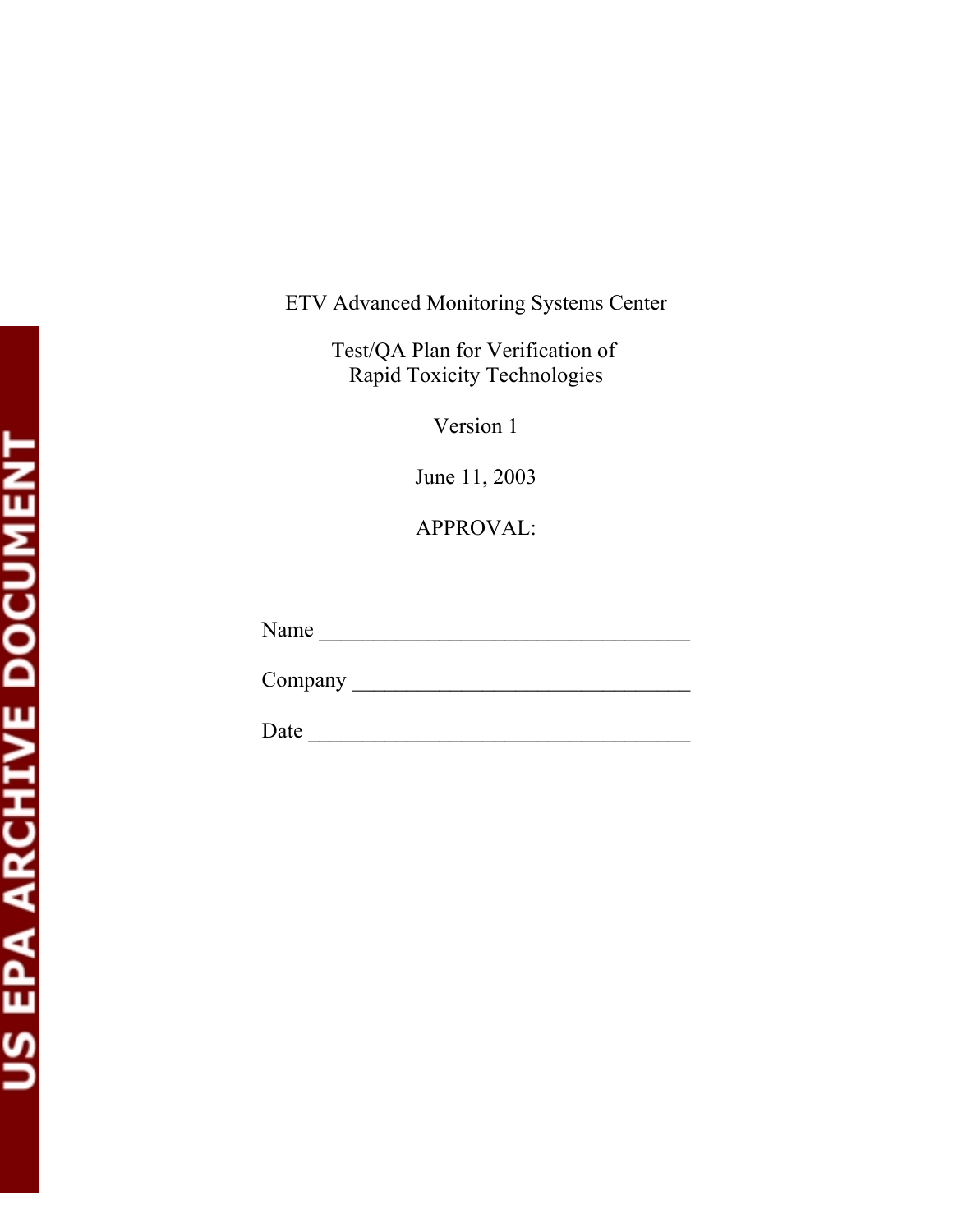ETV Advanced Monitoring Systems Center

Test/QA Plan for Verification of
Rapid Toxicity Technologies

Version 1

June 11, 2003

APPROVAL:

Name ___________________________________

Company ________________________________

Date ____________________________________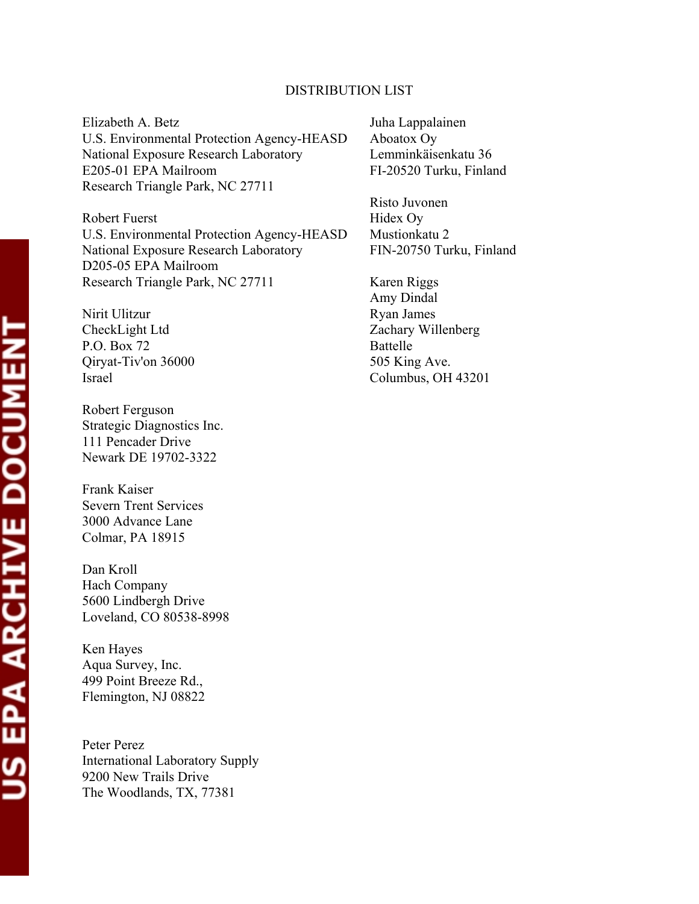## DISTRIBUTION LIST

Elizabeth A. Betz
U.S. Environmental Protection Agency-HEASD
National Exposure Research Laboratory
E205-01 EPA Mailroom
Research Triangle Park, NC 27711

Robert Fuerst
U.S. Environmental Protection Agency-HEASD
National Exposure Research Laboratory
D205-05 EPA Mailroom
Research Triangle Park, NC 27711

Nirit Ulitzur
CheckLight Ltd
P.O. Box 72
Qiryat-Tiv'on 36000
Israel

Robert Ferguson
Strategic Diagnostics Inc.
111 Pencader Drive
Newark DE 19702-3322

Frank Kaiser
Severn Trent Services
3000 Advance Lane
Colmar, PA 18915

Dan Kroll
Hach Company
5600 Lindbergh Drive
Loveland, CO 80538-8998

Ken Hayes
Aqua Survey, Inc.
499 Point Breeze Rd.,
Flemington, NJ 08822

Peter Perez
International Laboratory Supply
9200 New Trails Drive
The Woodlands, TX, 77381

Juha Lappalainen
Aboatox Oy
Lemminkäisenkatu 36
FI-20520 Turku, Finland

Risto Juvonen
Hidex Oy
Mustionkatu 2
FIN-20750 Turku, Finland

Karen Riggs
Amy Dindal
Ryan James
Zachary Willenberg
Battelle
505 King Ave.
Columbus, OH 43201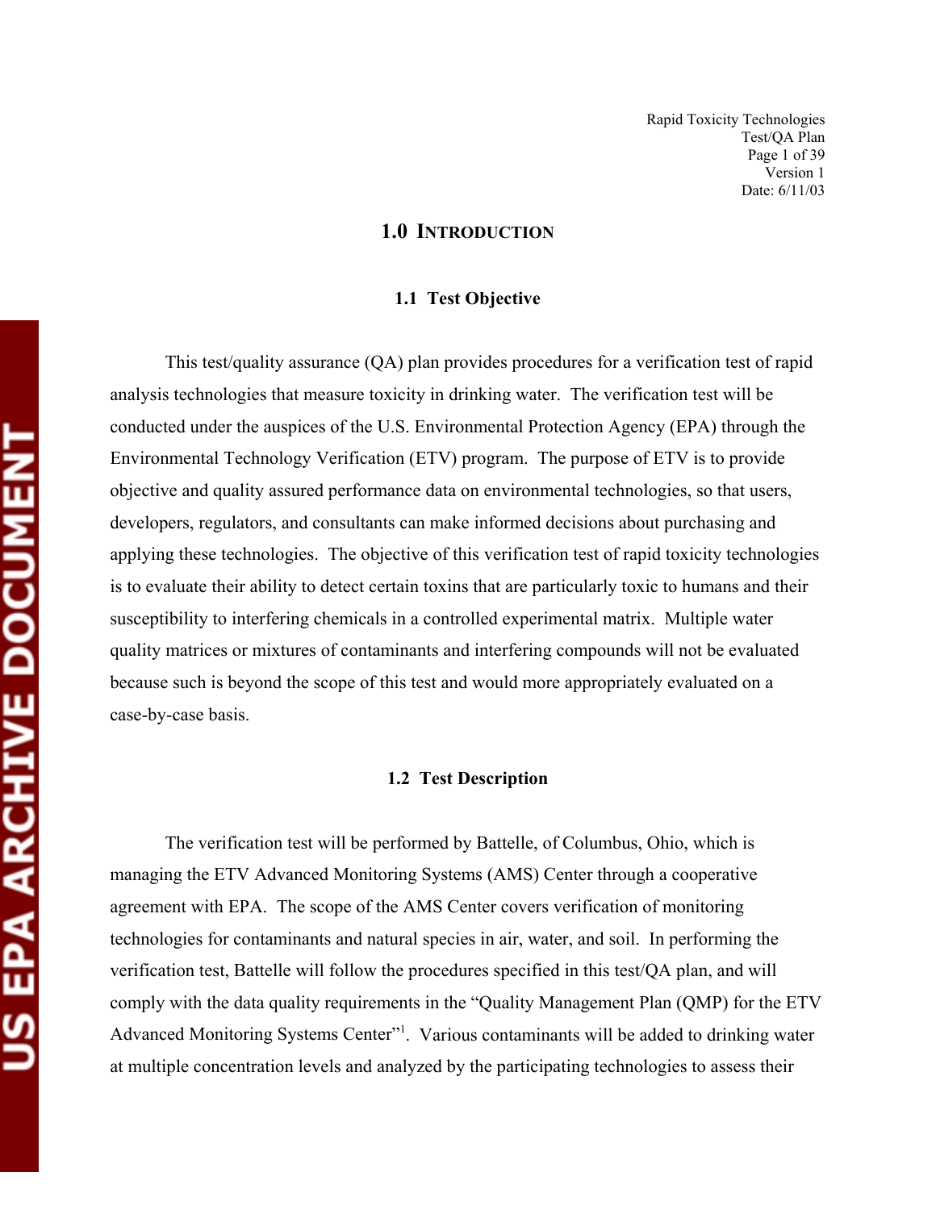# 1.0 INTRODUCTION

## 1.1 Test Objective

This test/quality assurance (QA) plan provides procedures for a verification test of rapid analysis technologies that measure toxicity in drinking water. The verification test will be conducted under the auspices of the U.S. Environmental Protection Agency (EPA) through the Environmental Technology Verification (ETV) program. The purpose of ETV is to provide objective and quality assured performance data on environmental technologies, so that users, developers, regulators, and consultants can make informed decisions about purchasing and applying these technologies. The objective of this verification test of rapid toxicity technologies is to evaluate their ability to detect certain toxins that are particularly toxic to humans and their susceptibility to interfering chemicals in a controlled experimental matrix. Multiple water quality matrices or mixtures of contaminants and interfering compounds will not be evaluated because such is beyond the scope of this test and would more appropriately evaluated on a case-by-case basis.

## 1.2 Test Description

The verification test will be performed by Battelle, of Columbus, Ohio, which is managing the ETV Advanced Monitoring Systems (AMS) Center through a cooperative agreement with EPA. The scope of the AMS Center covers verification of monitoring technologies for contaminants and natural species in air, water, and soil. In performing the verification test, Battelle will follow the procedures specified in this test/QA plan, and will comply with the data quality requirements in the "Quality Management Plan (QMP) for the ETV Advanced Monitoring Systems Center"[1]. Various contaminants will be added to drinking water at multiple concentration levels and analyzed by the participating technologies to assess their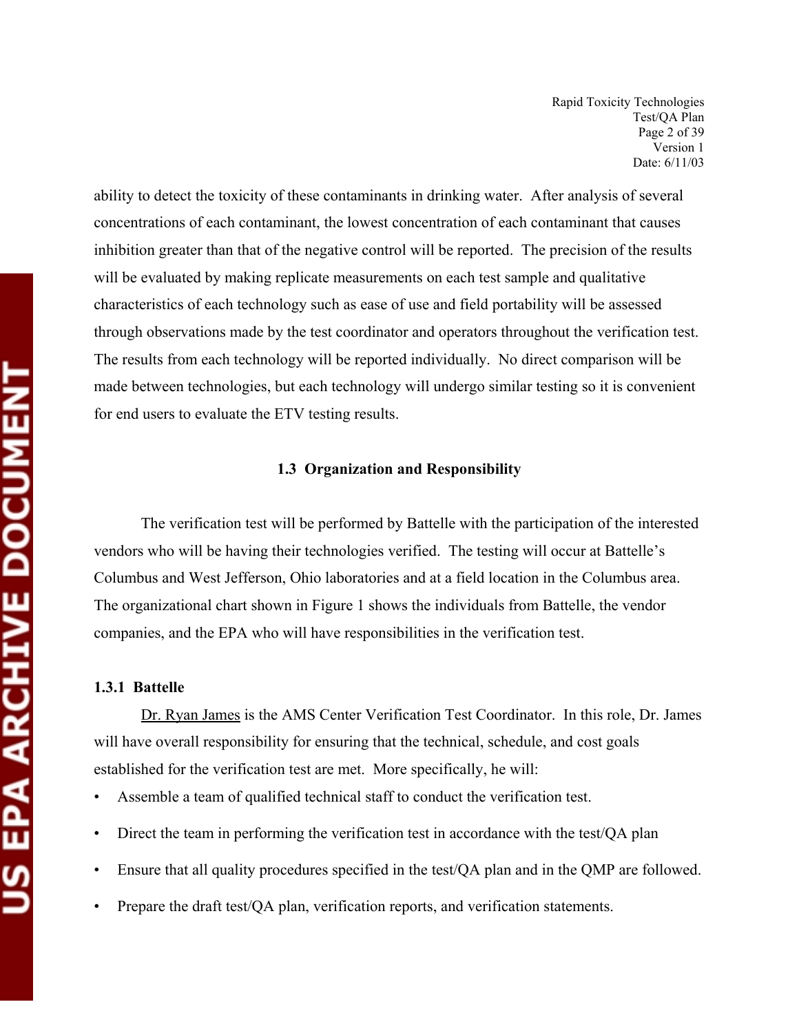ability to detect the toxicity of these contaminants in drinking water. After analysis of several concentrations of each contaminant, the lowest concentration of each contaminant that causes inhibition greater than that of the negative control will be reported. The precision of the results will be evaluated by making replicate measurements on each test sample and qualitative characteristics of each technology such as ease of use and field portability will be assessed through observations made by the test coordinator and operators throughout the verification test. The results from each technology will be reported individually. No direct comparison will be made between technologies, but each technology will undergo similar testing so it is convenient for end users to evaluate the ETV testing results.

### 1.3 Organization and Responsibility

The verification test will be performed by Battelle with the participation of the interested vendors who will be having their technologies verified. The testing will occur at Battelle's Columbus and West Jefferson, Ohio laboratories and at a field location in the Columbus area. The organizational chart shown in Figure 1 shows the individuals from Battelle, the vendor companies, and the EPA who will have responsibilities in the verification test.

#### 1.3.1 Battelle

Dr. Ryan James is the AMS Center Verification Test Coordinator. In this role, Dr. James will have overall responsibility for ensuring that the technical, schedule, and cost goals established for the verification test are met. More specifically, he will:

- Assemble a team of qualified technical staff to conduct the verification test.
- Direct the team in performing the verification test in accordance with the test/QA plan
- Ensure that all quality procedures specified in the test/QA plan and in the QMP are followed.
- Prepare the draft test/QA plan, verification reports, and verification statements.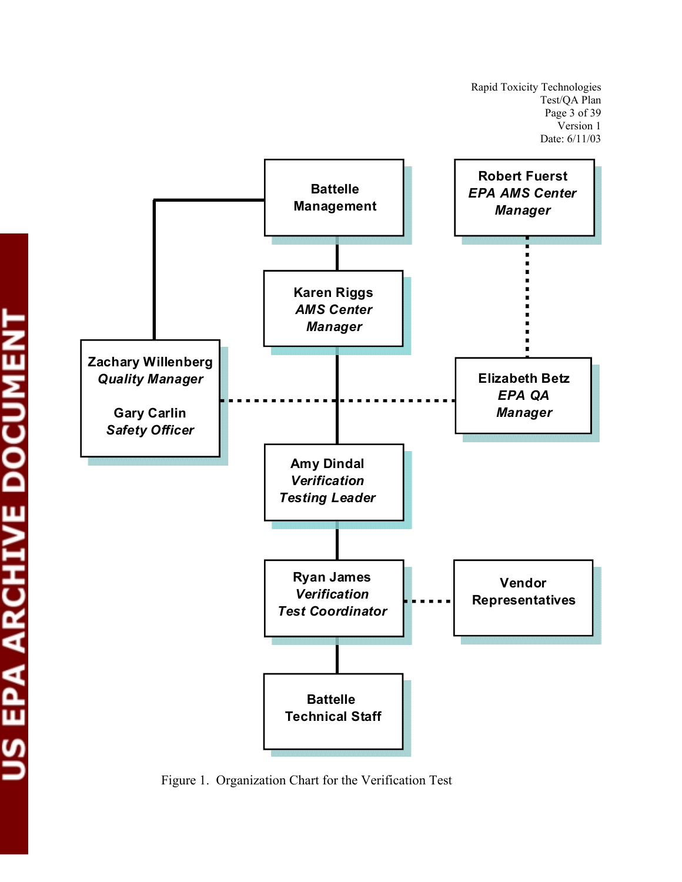Battelle Management

Robert Fuerst
*EPA AMS Center Manager*

Karen Riggs
*AMS Center Manager*

Zachary Willenberg
*Quality Manager*

Gary Carlin
*Safety Officer*

Elizabeth Betz
*EPA QA Manager*

Amy Dindal
*Verification Testing Leader*

Ryan James
*Verification Test Coordinator*

Vendor Representatives

Battelle Technical Staff

Figure 1. Organization Chart for the Verification Test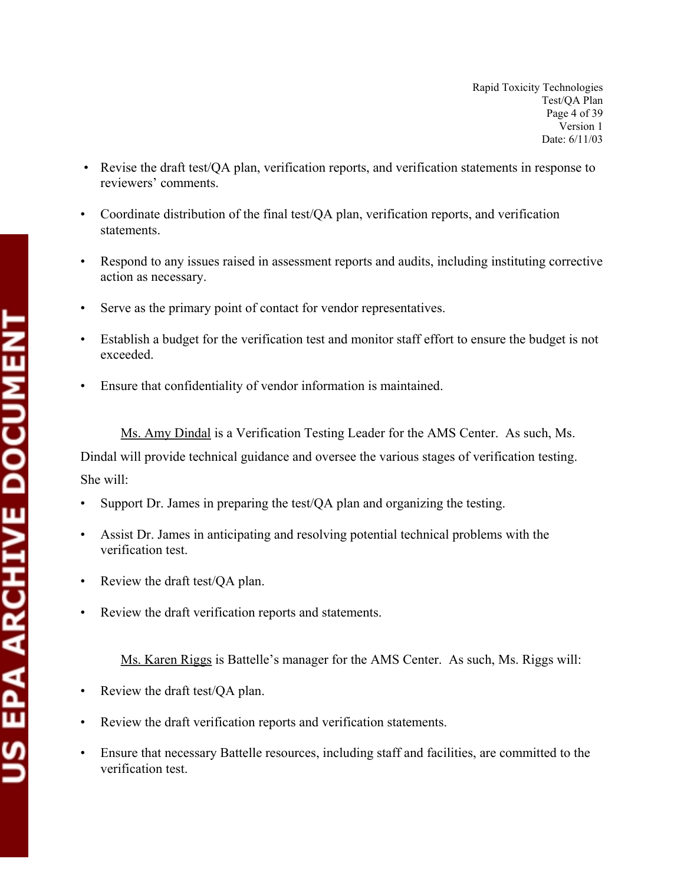- Revise the draft test/QA plan, verification reports, and verification statements in response to reviewers' comments.

- Coordinate distribution of the final test/QA plan, verification reports, and verification statements.

- Respond to any issues raised in assessment reports and audits, including instituting corrective action as necessary.

- Serve as the primary point of contact for vendor representatives.

- Establish a budget for the verification test and monitor staff effort to ensure the budget is not exceeded.

- Ensure that confidentiality of vendor information is maintained.

Ms. Amy Dindal is a Verification Testing Leader for the AMS Center. As such, Ms. Dindal will provide technical guidance and oversee the various stages of verification testing. She will:

- Support Dr. James in preparing the test/QA plan and organizing the testing.

- Assist Dr. James in anticipating and resolving potential technical problems with the verification test.

- Review the draft test/QA plan.

- Review the draft verification reports and statements.

Ms. Karen Riggs is Battelle's manager for the AMS Center. As such, Ms. Riggs will:

- Review the draft test/QA plan.

- Review the draft verification reports and verification statements.

- Ensure that necessary Battelle resources, including staff and facilities, are committed to the verification test.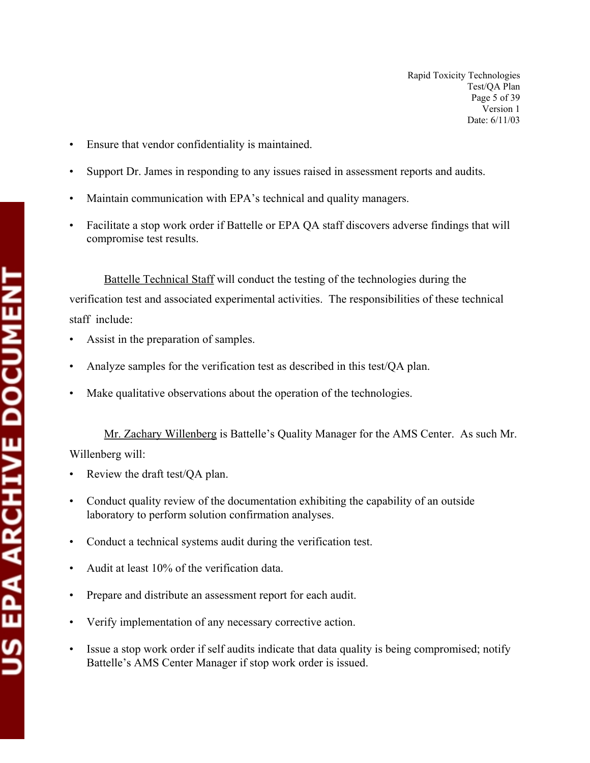- Ensure that vendor confidentiality is maintained.
- Support Dr. James in responding to any issues raised in assessment reports and audits.
- Maintain communication with EPA's technical and quality managers.
- Facilitate a stop work order if Battelle or EPA QA staff discovers adverse findings that will compromise test results.

Battelle Technical Staff will conduct the testing of the technologies during the verification test and associated experimental activities. The responsibilities of these technical staff include:

- Assist in the preparation of samples.
- Analyze samples for the verification test as described in this test/QA plan.
- Make qualitative observations about the operation of the technologies.

Mr. Zachary Willenberg is Battelle's Quality Manager for the AMS Center. As such Mr. Willenberg will:

- Review the draft test/QA plan.
- Conduct quality review of the documentation exhibiting the capability of an outside laboratory to perform solution confirmation analyses.
- Conduct a technical systems audit during the verification test.
- Audit at least 10% of the verification data.
- Prepare and distribute an assessment report for each audit.
- Verify implementation of any necessary corrective action.
- Issue a stop work order if self audits indicate that data quality is being compromised; notify Battelle's AMS Center Manager if stop work order is issued.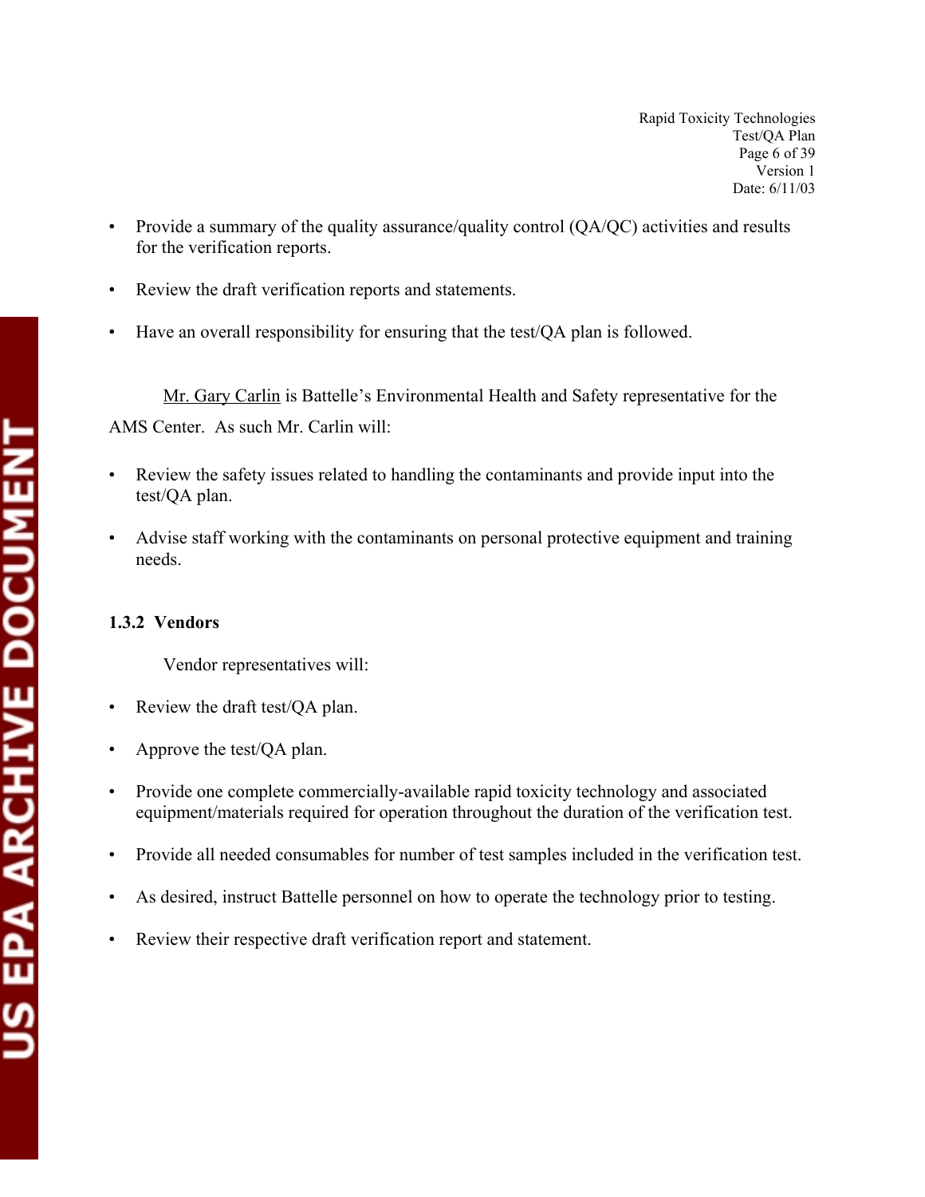- Provide a summary of the quality assurance/quality control (QA/QC) activities and results for the verification reports.
- Review the draft verification reports and statements.
- Have an overall responsibility for ensuring that the test/QA plan is followed.

Mr. Gary Carlin is Battelle's Environmental Health and Safety representative for the AMS Center. As such Mr. Carlin will:

- Review the safety issues related to handling the contaminants and provide input into the test/QA plan.
- Advise staff working with the contaminants on personal protective equipment and training needs.

### 1.3.2 Vendors

Vendor representatives will:

- Review the draft test/QA plan.
- Approve the test/QA plan.
- Provide one complete commercially-available rapid toxicity technology and associated equipment/materials required for operation throughout the duration of the verification test.
- Provide all needed consumables for number of test samples included in the verification test.
- As desired, instruct Battelle personnel on how to operate the technology prior to testing.
- Review their respective draft verification report and statement.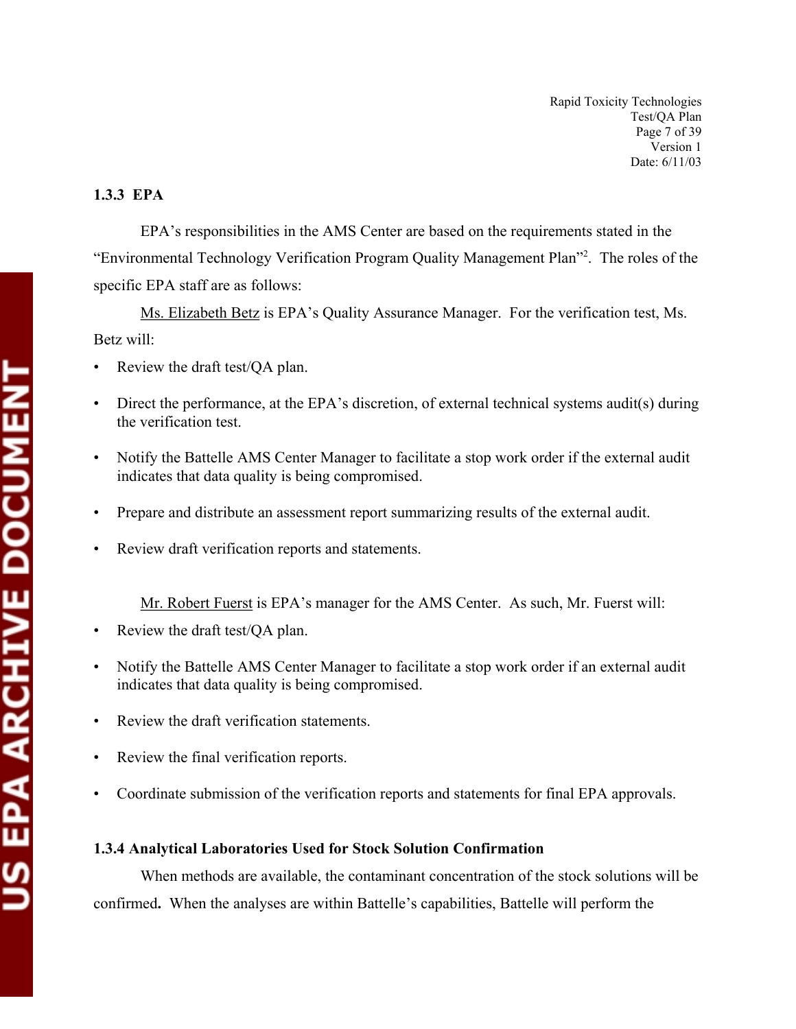### 1.3.3 EPA

EPA's responsibilities in the AMS Center are based on the requirements stated in the "Environmental Technology Verification Program Quality Management Plan"[2]. The roles of the specific EPA staff are as follows:

Ms. Elizabeth Betz is EPA's Quality Assurance Manager. For the verification test, Ms. Betz will:

- Review the draft test/QA plan.
- Direct the performance, at the EPA's discretion, of external technical systems audit(s) during the verification test.
- Notify the Battelle AMS Center Manager to facilitate a stop work order if the external audit indicates that data quality is being compromised.
- Prepare and distribute an assessment report summarizing results of the external audit.
- Review draft verification reports and statements.

Mr. Robert Fuerst is EPA's manager for the AMS Center. As such, Mr. Fuerst will:

- Review the draft test/QA plan.
- Notify the Battelle AMS Center Manager to facilitate a stop work order if an external audit indicates that data quality is being compromised.
- Review the draft verification statements.
- Review the final verification reports.
- Coordinate submission of the verification reports and statements for final EPA approvals.

### 1.3.4 Analytical Laboratories Used for Stock Solution Confirmation

When methods are available, the contaminant concentration of the stock solutions will be confirmed**.** When the analyses are within Battelle's capabilities, Battelle will perform the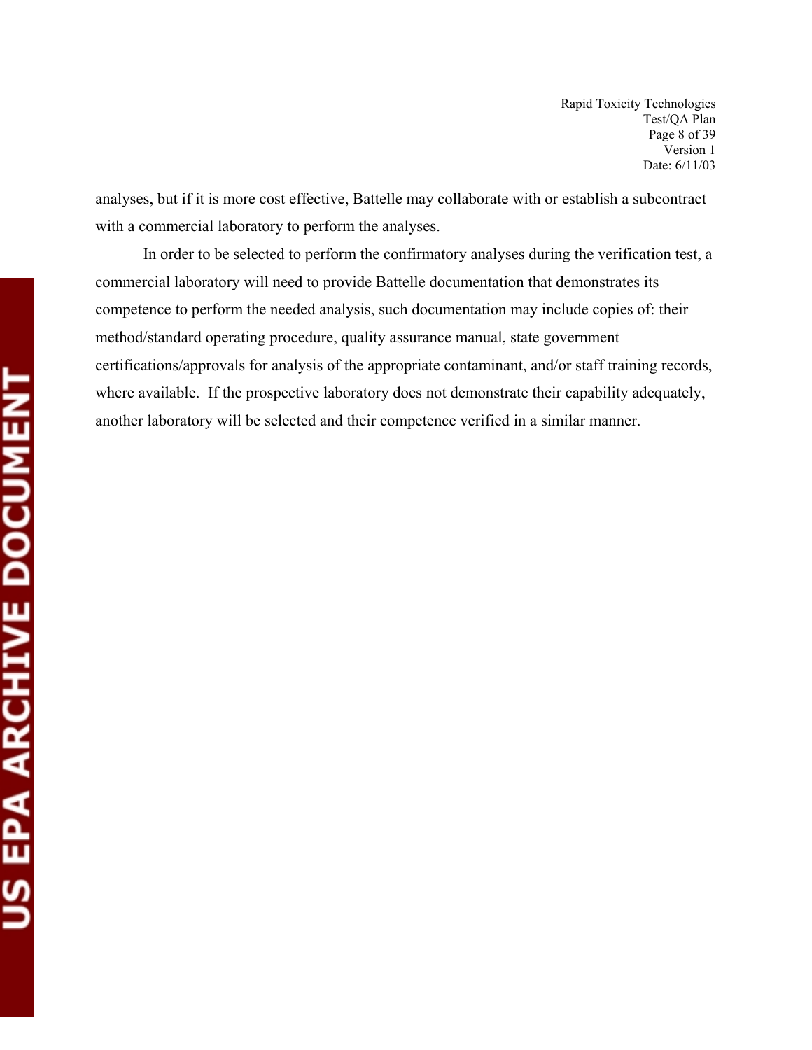analyses, but if it is more cost effective, Battelle may collaborate with or establish a subcontract with a commercial laboratory to perform the analyses.

In order to be selected to perform the confirmatory analyses during the verification test, a commercial laboratory will need to provide Battelle documentation that demonstrates its competence to perform the needed analysis, such documentation may include copies of: their method/standard operating procedure, quality assurance manual, state government certifications/approvals for analysis of the appropriate contaminant, and/or staff training records, where available. If the prospective laboratory does not demonstrate their capability adequately, another laboratory will be selected and their competence verified in a similar manner.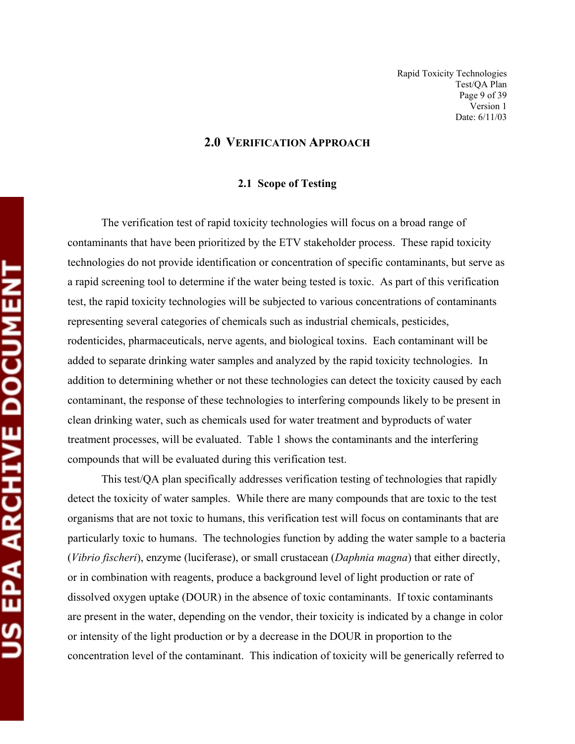## 2.0 VERIFICATION APPROACH

### 2.1 Scope of Testing

The verification test of rapid toxicity technologies will focus on a broad range of contaminants that have been prioritized by the ETV stakeholder process. These rapid toxicity technologies do not provide identification or concentration of specific contaminants, but serve as a rapid screening tool to determine if the water being tested is toxic. As part of this verification test, the rapid toxicity technologies will be subjected to various concentrations of contaminants representing several categories of chemicals such as industrial chemicals, pesticides, rodenticides, pharmaceuticals, nerve agents, and biological toxins. Each contaminant will be added to separate drinking water samples and analyzed by the rapid toxicity technologies. In addition to determining whether or not these technologies can detect the toxicity caused by each contaminant, the response of these technologies to interfering compounds likely to be present in clean drinking water, such as chemicals used for water treatment and byproducts of water treatment processes, will be evaluated. Table 1 shows the contaminants and the interfering compounds that will be evaluated during this verification test.

This test/QA plan specifically addresses verification testing of technologies that rapidly detect the toxicity of water samples. While there are many compounds that are toxic to the test organisms that are not toxic to humans, this verification test will focus on contaminants that are particularly toxic to humans. The technologies function by adding the water sample to a bacteria (*Vibrio fischeri*), enzyme (luciferase), or small crustacean (*Daphnia magna*) that either directly, or in combination with reagents, produce a background level of light production or rate of dissolved oxygen uptake (DOUR) in the absence of toxic contaminants. If toxic contaminants are present in the water, depending on the vendor, their toxicity is indicated by a change in color or intensity of the light production or by a decrease in the DOUR in proportion to the concentration level of the contaminant. This indication of toxicity will be generically referred to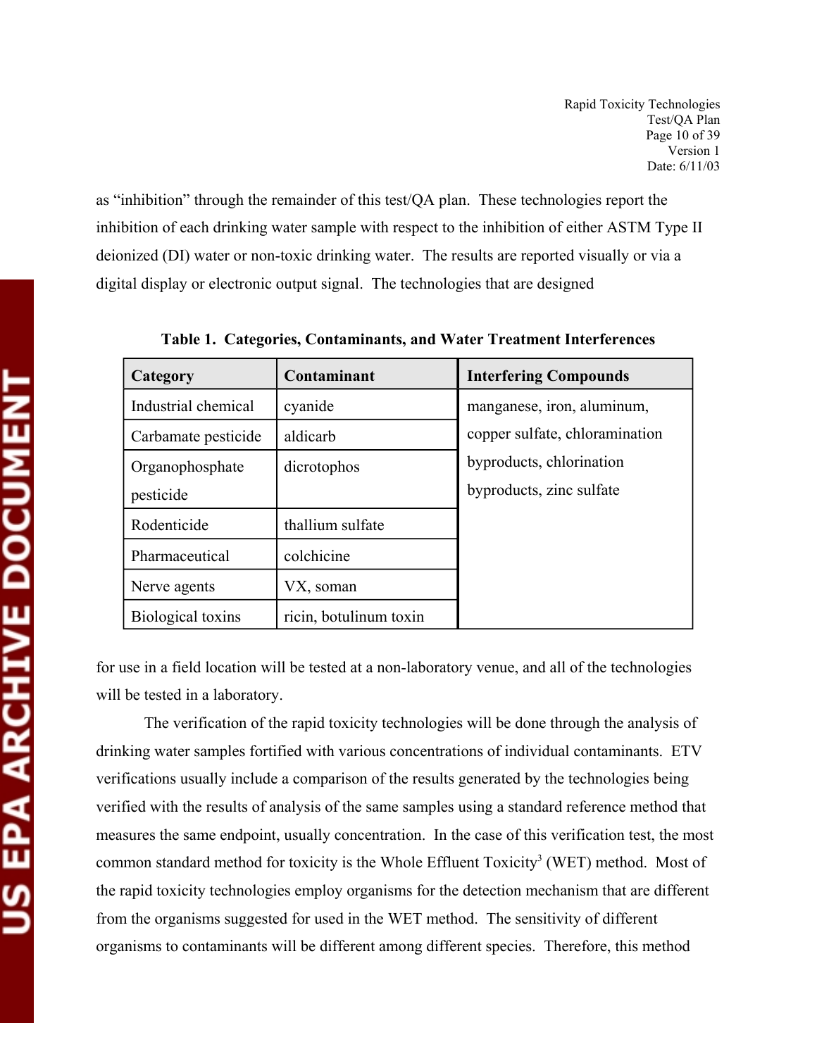as "inhibition" through the remainder of this test/QA plan. These technologies report the inhibition of each drinking water sample with respect to the inhibition of either ASTM Type II deionized (DI) water or non-toxic drinking water. The results are reported visually or via a digital display or electronic output signal. The technologies that are designed for use in a field location will be tested at a non-laboratory venue, and all of the technologies will be tested in a laboratory.

**Table 1. Categories, Contaminants, and Water Treatment Interferences**

| Category | Contaminant | Interfering Compounds |
|---|---|---|
| Industrial chemical | cyanide | manganese, iron, aluminum, copper sulfate, chloramination byproducts, chlorination byproducts, zinc sulfate |
| Carbamate pesticide | aldicarb | |
| Organophosphate pesticide | dicrotophos | |
| Rodenticide | thallium sulfate | |
| Pharmaceutical | colchicine | |
| Nerve agents | VX, soman | |
| Biological toxins | ricin, botulinum toxin | |

The verification of the rapid toxicity technologies will be done through the analysis of drinking water samples fortified with various concentrations of individual contaminants. ETV verifications usually include a comparison of the results generated by the technologies being verified with the results of analysis of the same samples using a standard reference method that measures the same endpoint, usually concentration. In the case of this verification test, the most common standard method for toxicity is the Whole Effluent Toxicity[3] (WET) method. Most of the rapid toxicity technologies employ organisms for the detection mechanism that are different from the organisms suggested for used in the WET method. The sensitivity of different organisms to contaminants will be different among different species. Therefore, this method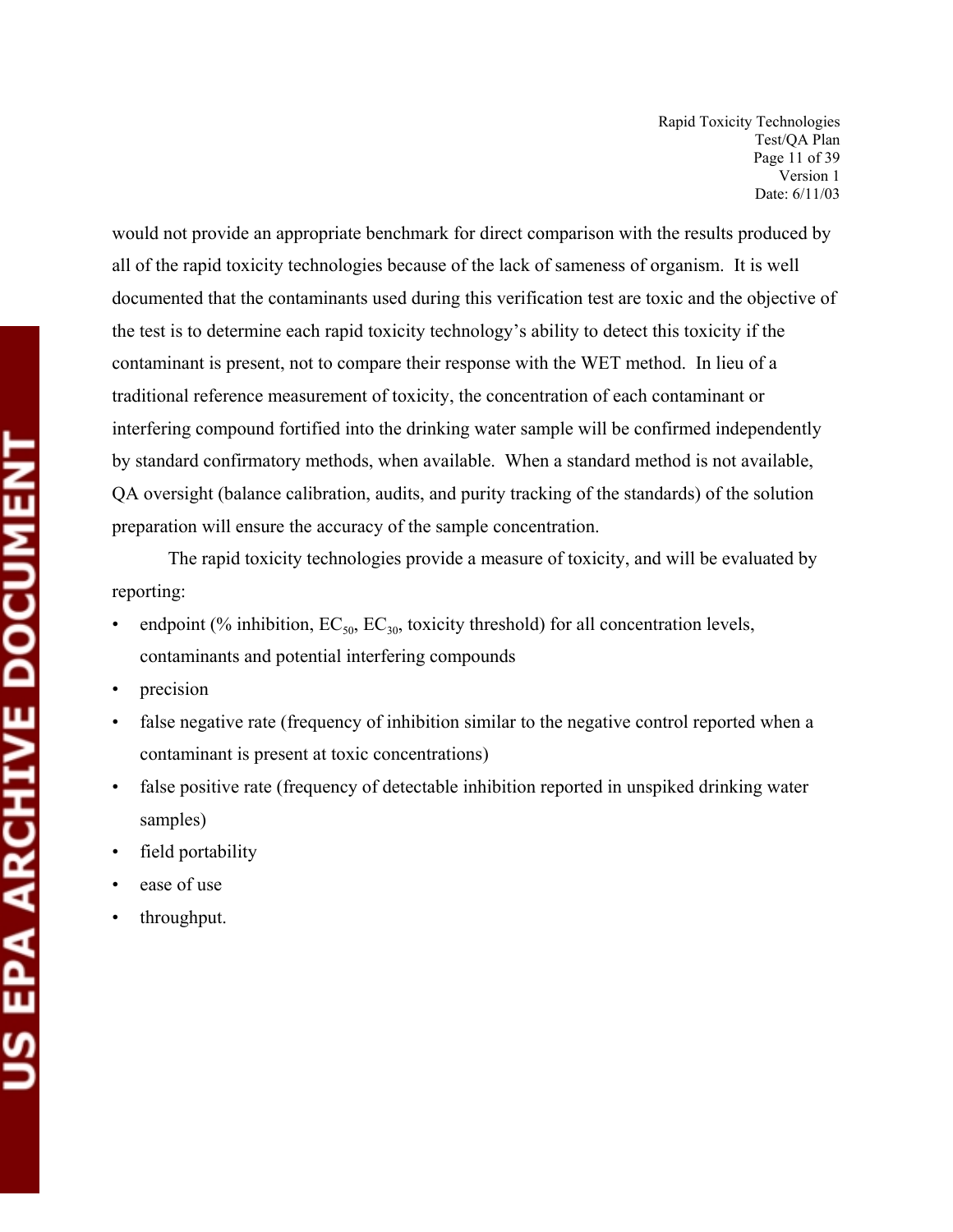would not provide an appropriate benchmark for direct comparison with the results produced by all of the rapid toxicity technologies because of the lack of sameness of organism. It is well documented that the contaminants used during this verification test are toxic and the objective of the test is to determine each rapid toxicity technology's ability to detect this toxicity if the contaminant is present, not to compare their response with the WET method. In lieu of a traditional reference measurement of toxicity, the concentration of each contaminant or interfering compound fortified into the drinking water sample will be confirmed independently by standard confirmatory methods, when available. When a standard method is not available, QA oversight (balance calibration, audits, and purity tracking of the standards) of the solution preparation will ensure the accuracy of the sample concentration.

The rapid toxicity technologies provide a measure of toxicity, and will be evaluated by reporting:

- endpoint (% inhibition, $EC_{50}$, $EC_{30}$, toxicity threshold) for all concentration levels, contaminants and potential interfering compounds
- precision
- false negative rate (frequency of inhibition similar to the negative control reported when a contaminant is present at toxic concentrations)
- false positive rate (frequency of detectable inhibition reported in unspiked drinking water samples)
- field portability
- ease of use
- throughput.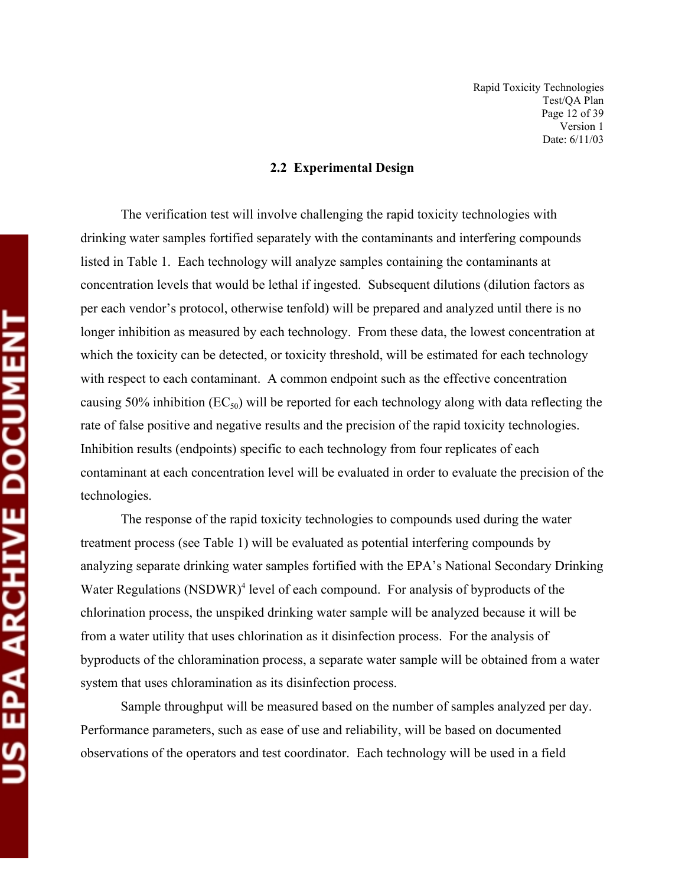## 2.2 Experimental Design

The verification test will involve challenging the rapid toxicity technologies with drinking water samples fortified separately with the contaminants and interfering compounds listed in Table 1. Each technology will analyze samples containing the contaminants at concentration levels that would be lethal if ingested. Subsequent dilutions (dilution factors as per each vendor's protocol, otherwise tenfold) will be prepared and analyzed until there is no longer inhibition as measured by each technology. From these data, the lowest concentration at which the toxicity can be detected, or toxicity threshold, will be estimated for each technology with respect to each contaminant. A common endpoint such as the effective concentration causing 50% inhibition ($EC_{50}$) will be reported for each technology along with data reflecting the rate of false positive and negative results and the precision of the rapid toxicity technologies. Inhibition results (endpoints) specific to each technology from four replicates of each contaminant at each concentration level will be evaluated in order to evaluate the precision of the technologies.

The response of the rapid toxicity technologies to compounds used during the water treatment process (see Table 1) will be evaluated as potential interfering compounds by analyzing separate drinking water samples fortified with the EPA's National Secondary Drinking Water Regulations (NSDWR)[4] level of each compound. For analysis of byproducts of the chlorination process, the unspiked drinking water sample will be analyzed because it will be from a water utility that uses chlorination as it disinfection process. For the analysis of byproducts of the chloramination process, a separate water sample will be obtained from a water system that uses chloramination as its disinfection process.

Sample throughput will be measured based on the number of samples analyzed per day. Performance parameters, such as ease of use and reliability, will be based on documented observations of the operators and test coordinator. Each technology will be used in a field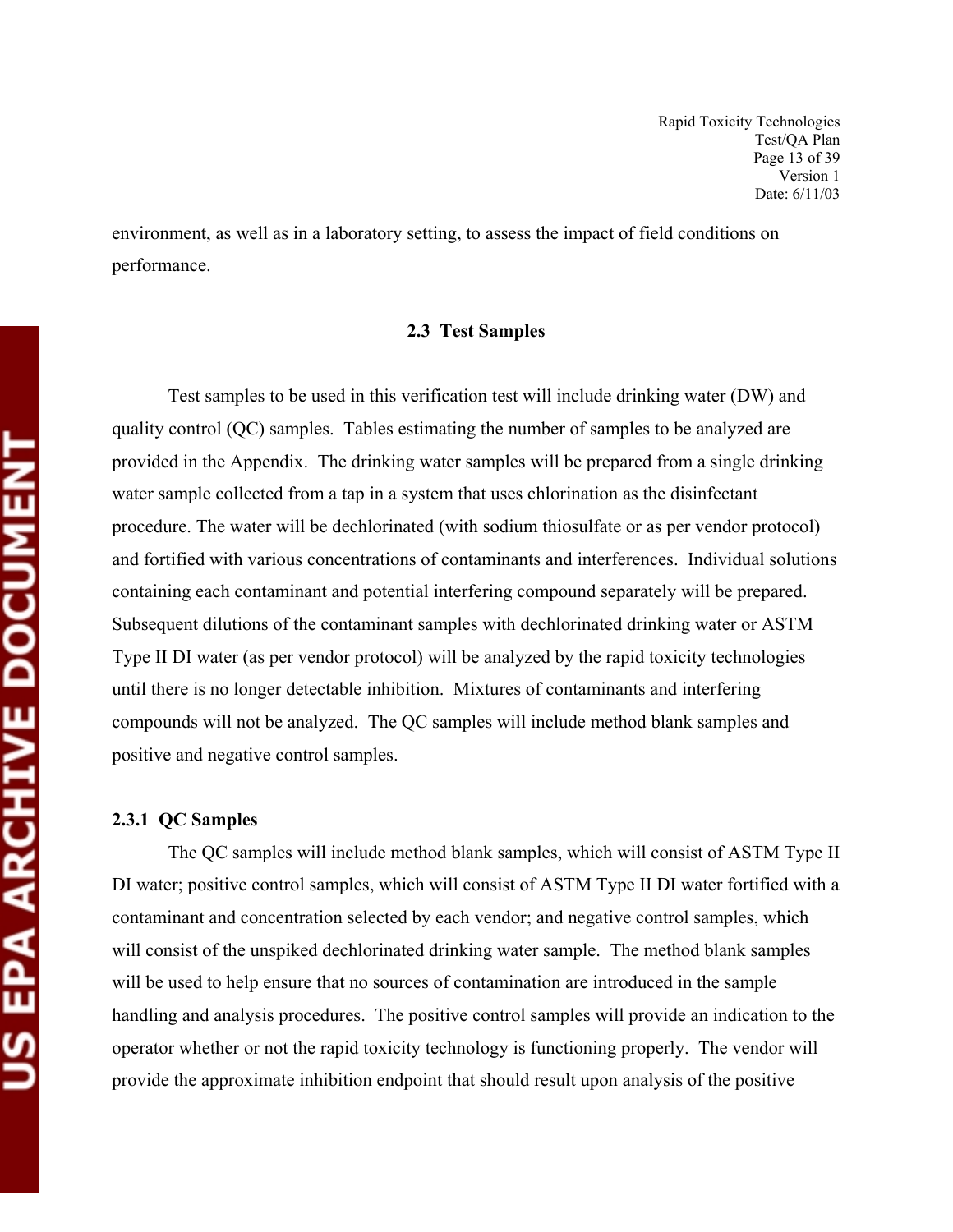environment, as well as in a laboratory setting, to assess the impact of field conditions on performance.

## 2.3 Test Samples

Test samples to be used in this verification test will include drinking water (DW) and quality control (QC) samples. Tables estimating the number of samples to be analyzed are provided in the Appendix. The drinking water samples will be prepared from a single drinking water sample collected from a tap in a system that uses chlorination as the disinfectant procedure. The water will be dechlorinated (with sodium thiosulfate or as per vendor protocol) and fortified with various concentrations of contaminants and interferences. Individual solutions containing each contaminant and potential interfering compound separately will be prepared. Subsequent dilutions of the contaminant samples with dechlorinated drinking water or ASTM Type II DI water (as per vendor protocol) will be analyzed by the rapid toxicity technologies until there is no longer detectable inhibition. Mixtures of contaminants and interfering compounds will not be analyzed. The QC samples will include method blank samples and positive and negative control samples.

### 2.3.1 QC Samples

The QC samples will include method blank samples, which will consist of ASTM Type II DI water; positive control samples, which will consist of ASTM Type II DI water fortified with a contaminant and concentration selected by each vendor; and negative control samples, which will consist of the unspiked dechlorinated drinking water sample. The method blank samples will be used to help ensure that no sources of contamination are introduced in the sample handling and analysis procedures. The positive control samples will provide an indication to the operator whether or not the rapid toxicity technology is functioning properly. The vendor will provide the approximate inhibition endpoint that should result upon analysis of the positive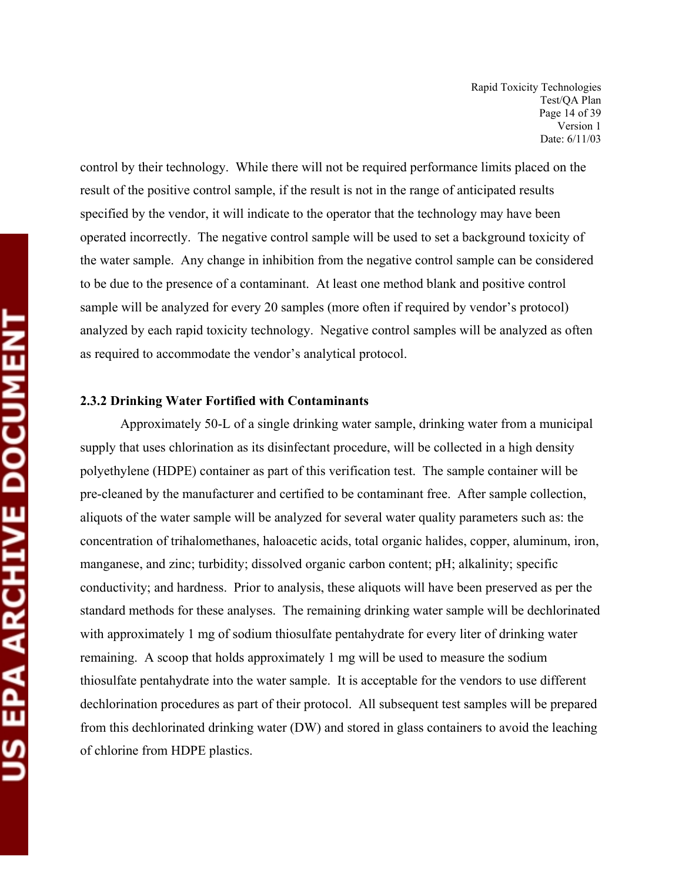control by their technology. While there will not be required performance limits placed on the result of the positive control sample, if the result is not in the range of anticipated results specified by the vendor, it will indicate to the operator that the technology may have been operated incorrectly. The negative control sample will be used to set a background toxicity of the water sample. Any change in inhibition from the negative control sample can be considered to be due to the presence of a contaminant. At least one method blank and positive control sample will be analyzed for every 20 samples (more often if required by vendor's protocol) analyzed by each rapid toxicity technology. Negative control samples will be analyzed as often as required to accommodate the vendor's analytical protocol.

### 2.3.2 Drinking Water Fortified with Contaminants

Approximately 50-L of a single drinking water sample, drinking water from a municipal supply that uses chlorination as its disinfectant procedure, will be collected in a high density polyethylene (HDPE) container as part of this verification test. The sample container will be pre-cleaned by the manufacturer and certified to be contaminant free. After sample collection, aliquots of the water sample will be analyzed for several water quality parameters such as: the concentration of trihalomethanes, haloacetic acids, total organic halides, copper, aluminum, iron, manganese, and zinc; turbidity; dissolved organic carbon content; pH; alkalinity; specific conductivity; and hardness. Prior to analysis, these aliquots will have been preserved as per the standard methods for these analyses. The remaining drinking water sample will be dechlorinated with approximately 1 mg of sodium thiosulfate pentahydrate for every liter of drinking water remaining. A scoop that holds approximately 1 mg will be used to measure the sodium thiosulfate pentahydrate into the water sample. It is acceptable for the vendors to use different dechlorination procedures as part of their protocol. All subsequent test samples will be prepared from this dechlorinated drinking water (DW) and stored in glass containers to avoid the leaching of chlorine from HDPE plastics.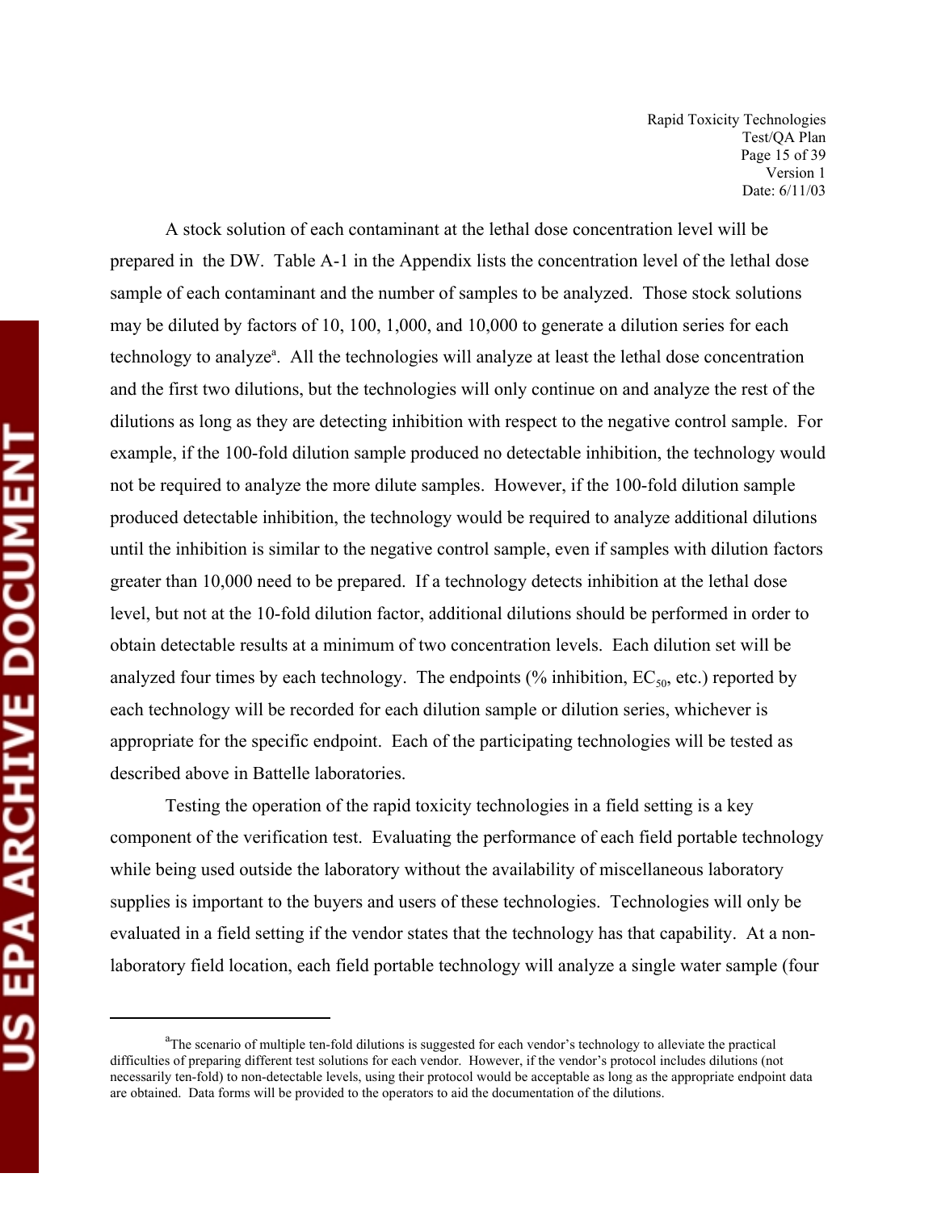A stock solution of each contaminant at the lethal dose concentration level will be prepared in the DW. Table A-1 in the Appendix lists the concentration level of the lethal dose sample of each contaminant and the number of samples to be analyzed. Those stock solutions may be diluted by factors of 10, 100, 1,000, and 10,000 to generate a dilution series for each technology to analyze[a]. All the technologies will analyze at least the lethal dose concentration and the first two dilutions, but the technologies will only continue on and analyze the rest of the dilutions as long as they are detecting inhibition with respect to the negative control sample. For example, if the 100-fold dilution sample produced no detectable inhibition, the technology would not be required to analyze the more dilute samples. However, if the 100-fold dilution sample produced detectable inhibition, the technology would be required to analyze additional dilutions until the inhibition is similar to the negative control sample, even if samples with dilution factors greater than 10,000 need to be prepared. If a technology detects inhibition at the lethal dose level, but not at the 10-fold dilution factor, additional dilutions should be performed in order to obtain detectable results at a minimum of two concentration levels. Each dilution set will be analyzed four times by each technology. The endpoints (% inhibition, $EC_{50}$, etc.) reported by each technology will be recorded for each dilution sample or dilution series, whichever is appropriate for the specific endpoint. Each of the participating technologies will be tested as described above in Battelle laboratories.

Testing the operation of the rapid toxicity technologies in a field setting is a key component of the verification test. Evaluating the performance of each field portable technology while being used outside the laboratory without the availability of miscellaneous laboratory supplies is important to the buyers and users of these technologies. Technologies will only be evaluated in a field setting if the vendor states that the technology has that capability. At a non-laboratory field location, each field portable technology will analyze a single water sample (four

[a]The scenario of multiple ten-fold dilutions is suggested for each vendor's technology to alleviate the practical difficulties of preparing different test solutions for each vendor. However, if the vendor's protocol includes dilutions (not necessarily ten-fold) to non-detectable levels, using their protocol would be acceptable as long as the appropriate endpoint data are obtained. Data forms will be provided to the operators to aid the documentation of the dilutions.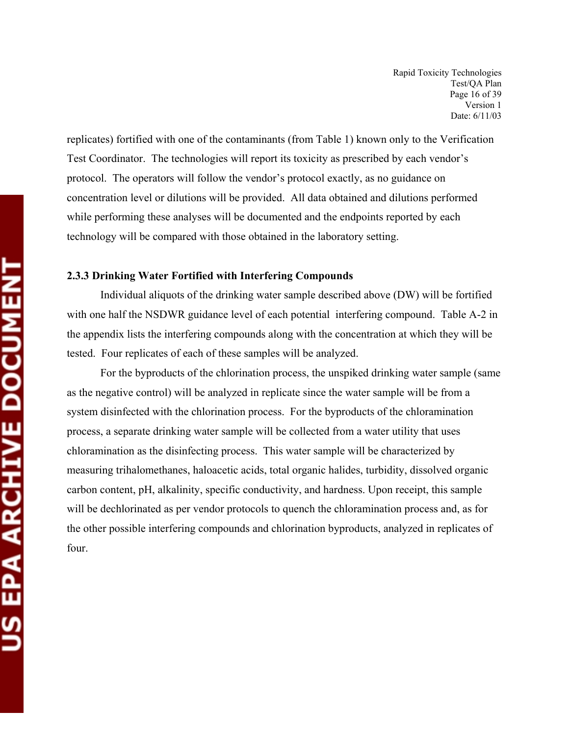replicates) fortified with one of the contaminants (from Table 1) known only to the Verification Test Coordinator. The technologies will report its toxicity as prescribed by each vendor's protocol. The operators will follow the vendor's protocol exactly, as no guidance on concentration level or dilutions will be provided. All data obtained and dilutions performed while performing these analyses will be documented and the endpoints reported by each technology will be compared with those obtained in the laboratory setting.

### 2.3.3 Drinking Water Fortified with Interfering Compounds

Individual aliquots of the drinking water sample described above (DW) will be fortified with one half the NSDWR guidance level of each potential interfering compound. Table A-2 in the appendix lists the interfering compounds along with the concentration at which they will be tested. Four replicates of each of these samples will be analyzed.

For the byproducts of the chlorination process, the unspiked drinking water sample (same as the negative control) will be analyzed in replicate since the water sample will be from a system disinfected with the chlorination process. For the byproducts of the chloramination process, a separate drinking water sample will be collected from a water utility that uses chloramination as the disinfecting process. This water sample will be characterized by measuring trihalomethanes, haloacetic acids, total organic halides, turbidity, dissolved organic carbon content, pH, alkalinity, specific conductivity, and hardness. Upon receipt, this sample will be dechlorinated as per vendor protocols to quench the chloramination process and, as for the other possible interfering compounds and chlorination byproducts, analyzed in replicates of four.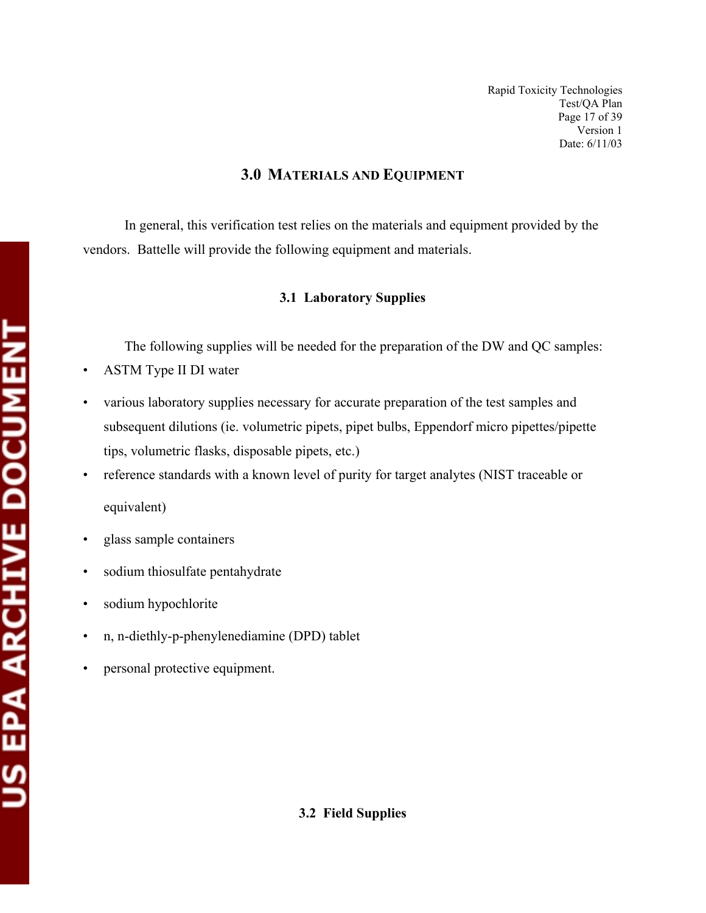## 3.0 Materials and Equipment

In general, this verification test relies on the materials and equipment provided by the vendors. Battelle will provide the following equipment and materials.

### 3.1 Laboratory Supplies

The following supplies will be needed for the preparation of the DW and QC samples:

- ASTM Type II DI water
- various laboratory supplies necessary for accurate preparation of the test samples and subsequent dilutions (ie. volumetric pipets, pipet bulbs, Eppendorf micro pipettes/pipette tips, volumetric flasks, disposable pipets, etc.)
- reference standards with a known level of purity for target analytes (NIST traceable or equivalent)
- glass sample containers
- sodium thiosulfate pentahydrate
- sodium hypochlorite
- n, n-diethly-p-phenylenediamine (DPD) tablet
- personal protective equipment.

### 3.2 Field Supplies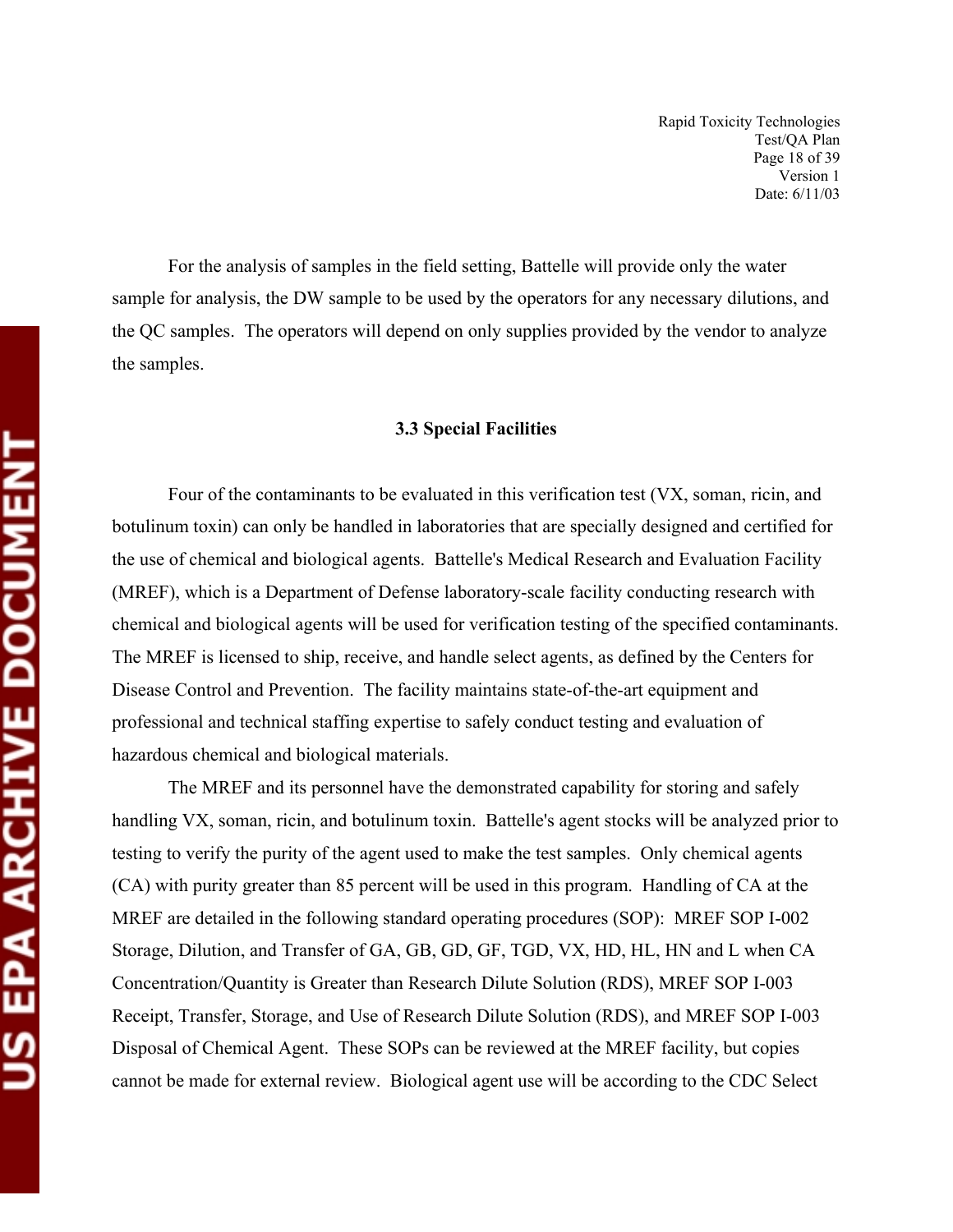For the analysis of samples in the field setting, Battelle will provide only the water sample for analysis, the DW sample to be used by the operators for any necessary dilutions, and the QC samples. The operators will depend on only supplies provided by the vendor to analyze the samples.

### 3.3 Special Facilities

Four of the contaminants to be evaluated in this verification test (VX, soman, ricin, and botulinum toxin) can only be handled in laboratories that are specially designed and certified for the use of chemical and biological agents. Battelle's Medical Research and Evaluation Facility (MREF), which is a Department of Defense laboratory-scale facility conducting research with chemical and biological agents will be used for verification testing of the specified contaminants. The MREF is licensed to ship, receive, and handle select agents, as defined by the Centers for Disease Control and Prevention. The facility maintains state-of-the-art equipment and professional and technical staffing expertise to safely conduct testing and evaluation of hazardous chemical and biological materials.

The MREF and its personnel have the demonstrated capability for storing and safely handling VX, soman, ricin, and botulinum toxin. Battelle's agent stocks will be analyzed prior to testing to verify the purity of the agent used to make the test samples. Only chemical agents (CA) with purity greater than 85 percent will be used in this program. Handling of CA at the MREF are detailed in the following standard operating procedures (SOP): MREF SOP I-002 Storage, Dilution, and Transfer of GA, GB, GD, GF, TGD, VX, HD, HL, HN and L when CA Concentration/Quantity is Greater than Research Dilute Solution (RDS), MREF SOP I-003 Receipt, Transfer, Storage, and Use of Research Dilute Solution (RDS), and MREF SOP I-003 Disposal of Chemical Agent. These SOPs can be reviewed at the MREF facility, but copies cannot be made for external review. Biological agent use will be according to the CDC Select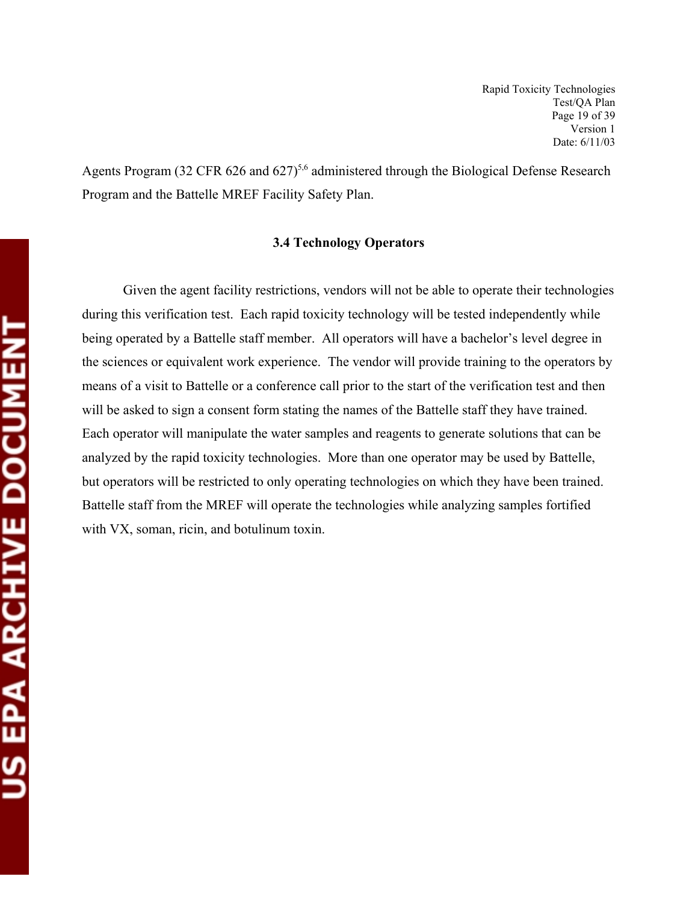Agents Program (32 CFR 626 and 627)[5,6] administered through the Biological Defense Research Program and the Battelle MREF Facility Safety Plan.

### 3.4 Technology Operators

Given the agent facility restrictions, vendors will not be able to operate their technologies during this verification test. Each rapid toxicity technology will be tested independently while being operated by a Battelle staff member. All operators will have a bachelor's level degree in the sciences or equivalent work experience. The vendor will provide training to the operators by means of a visit to Battelle or a conference call prior to the start of the verification test and then will be asked to sign a consent form stating the names of the Battelle staff they have trained. Each operator will manipulate the water samples and reagents to generate solutions that can be analyzed by the rapid toxicity technologies. More than one operator may be used by Battelle, but operators will be restricted to only operating technologies on which they have been trained. Battelle staff from the MREF will operate the technologies while analyzing samples fortified with VX, soman, ricin, and botulinum toxin.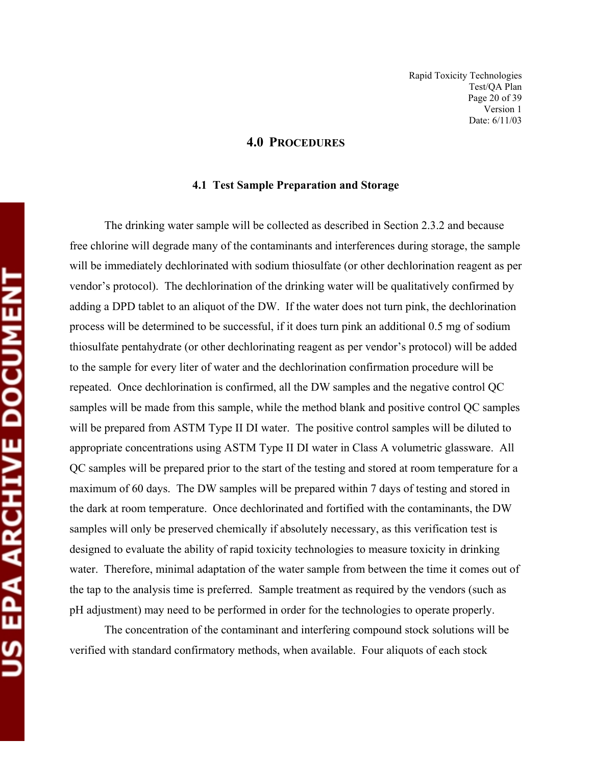## 4.0 PROCEDURES

### 4.1 Test Sample Preparation and Storage

The drinking water sample will be collected as described in Section 2.3.2 and because free chlorine will degrade many of the contaminants and interferences during storage, the sample will be immediately dechlorinated with sodium thiosulfate (or other dechlorination reagent as per vendor's protocol). The dechlorination of the drinking water will be qualitatively confirmed by adding a DPD tablet to an aliquot of the DW. If the water does not turn pink, the dechlorination process will be determined to be successful, if it does turn pink an additional 0.5 mg of sodium thiosulfate pentahydrate (or other dechlorinating reagent as per vendor's protocol) will be added to the sample for every liter of water and the dechlorination confirmation procedure will be repeated. Once dechlorination is confirmed, all the DW samples and the negative control QC samples will be made from this sample, while the method blank and positive control QC samples will be prepared from ASTM Type II DI water. The positive control samples will be diluted to appropriate concentrations using ASTM Type II DI water in Class A volumetric glassware. All QC samples will be prepared prior to the start of the testing and stored at room temperature for a maximum of 60 days. The DW samples will be prepared within 7 days of testing and stored in the dark at room temperature. Once dechlorinated and fortified with the contaminants, the DW samples will only be preserved chemically if absolutely necessary, as this verification test is designed to evaluate the ability of rapid toxicity technologies to measure toxicity in drinking water. Therefore, minimal adaptation of the water sample from between the time it comes out of the tap to the analysis time is preferred. Sample treatment as required by the vendors (such as pH adjustment) may need to be performed in order for the technologies to operate properly.

The concentration of the contaminant and interfering compound stock solutions will be verified with standard confirmatory methods, when available. Four aliquots of each stock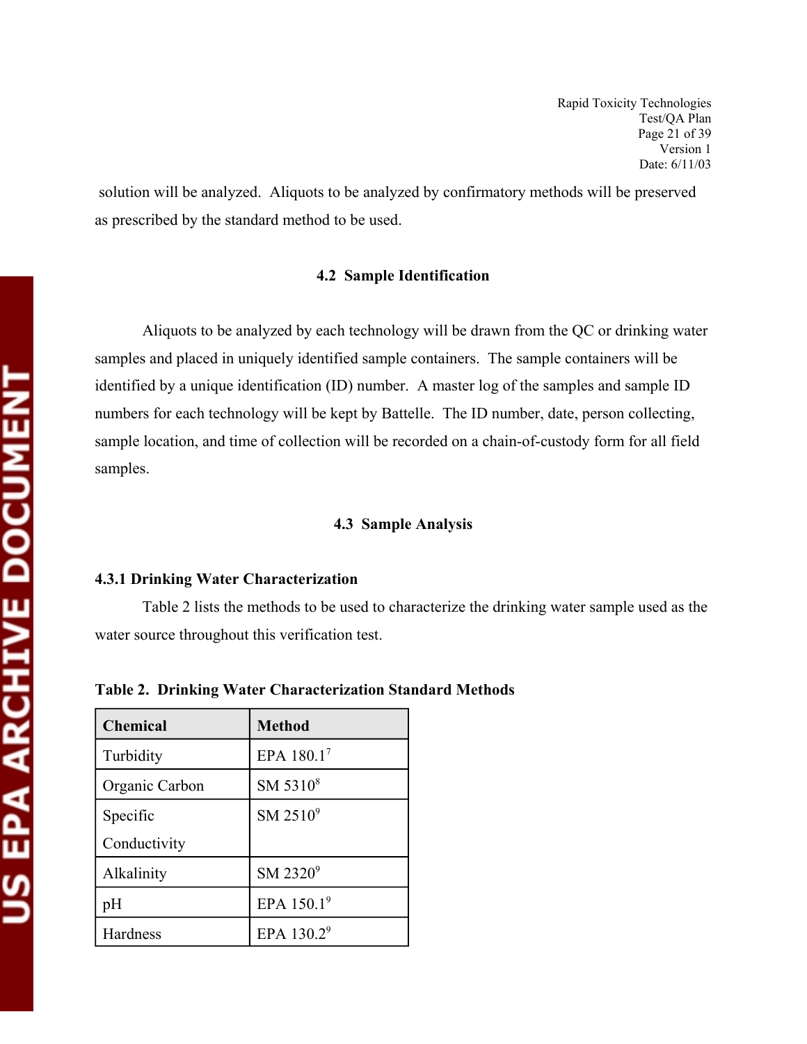solution will be analyzed. Aliquots to be analyzed by confirmatory methods will be preserved as prescribed by the standard method to be used.

### 4.2 Sample Identification

Aliquots to be analyzed by each technology will be drawn from the QC or drinking water samples and placed in uniquely identified sample containers. The sample containers will be identified by a unique identification (ID) number. A master log of the samples and sample ID numbers for each technology will be kept by Battelle. The ID number, date, person collecting, sample location, and time of collection will be recorded on a chain-of-custody form for all field samples.

### 4.3 Sample Analysis

#### 4.3.1 Drinking Water Characterization

Table 2 lists the methods to be used to characterize the drinking water sample used as the water source throughout this verification test.

**Table 2. Drinking Water Characterization Standard Methods**

| Chemical | Method |
|---|---|
| Turbidity | EPA 180.1[7] |
| Organic Carbon | SM 5310[8] |
| Specific Conductivity | SM 2510[9] |
| Alkalinity | SM 2320[9] |
| pH | EPA 150.1[9] |
| Hardness | EPA 130.2[9] |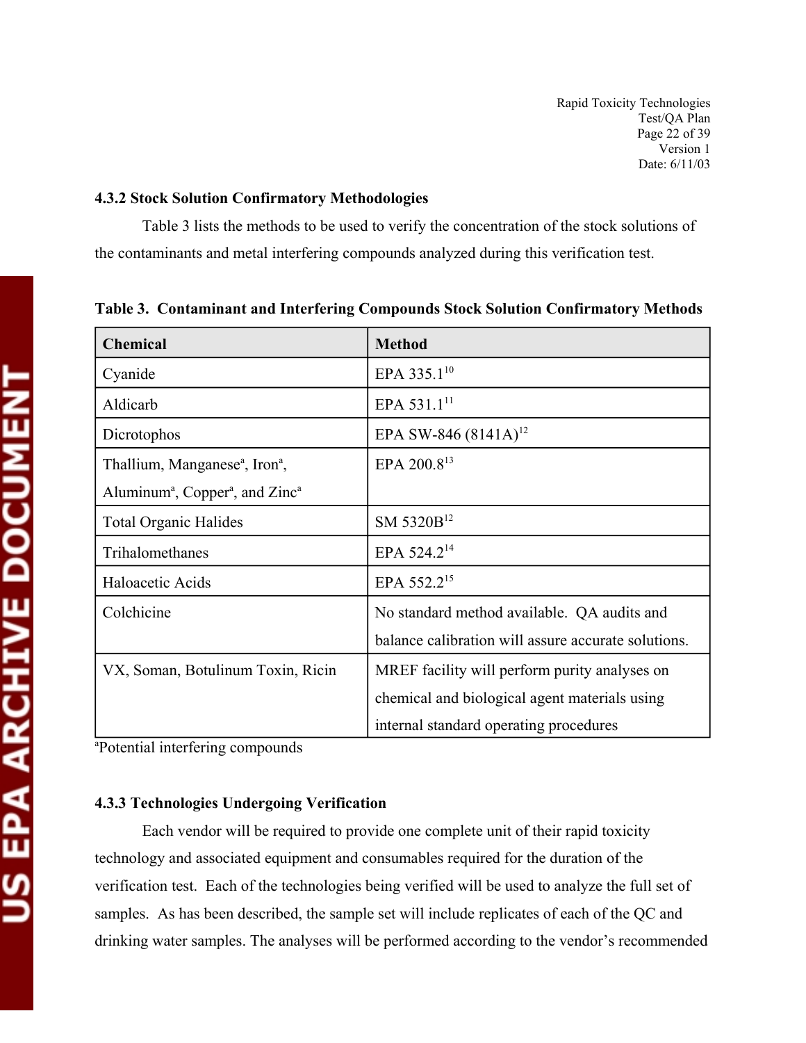#### 4.3.2 Stock Solution Confirmatory Methodologies

Table 3 lists the methods to be used to verify the concentration of the stock solutions of the contaminants and metal interfering compounds analyzed during this verification test.

**Table 3. Contaminant and Interfering Compounds Stock Solution Confirmatory Methods**

| Chemical | Method |
|---|---|
| Cyanide | EPA 335.1[10] |
| Aldicarb | EPA 531.1[11] |
| Dicrotophos | EPA SW-846 (8141A)[12] |
| Thallium, Manganese[a], Iron[a], Aluminum[a], Copper[a], and Zinc[a] | EPA 200.8[13] |
| Total Organic Halides | SM 5320B[12] |
| Trihalomethanes | EPA 524.2[14] |
| Haloacetic Acids | EPA 552.2[15] |
| Colchicine | No standard method available. QA audits and balance calibration will assure accurate solutions. |
| VX, Soman, Botulinum Toxin, Ricin | MREF facility will perform purity analyses on chemical and biological agent materials using internal standard operating procedures |

[a]Potential interfering compounds

#### 4.3.3 Technologies Undergoing Verification

Each vendor will be required to provide one complete unit of their rapid toxicity technology and associated equipment and consumables required for the duration of the verification test. Each of the technologies being verified will be used to analyze the full set of samples. As has been described, the sample set will include replicates of each of the QC and drinking water samples. The analyses will be performed according to the vendor's recommended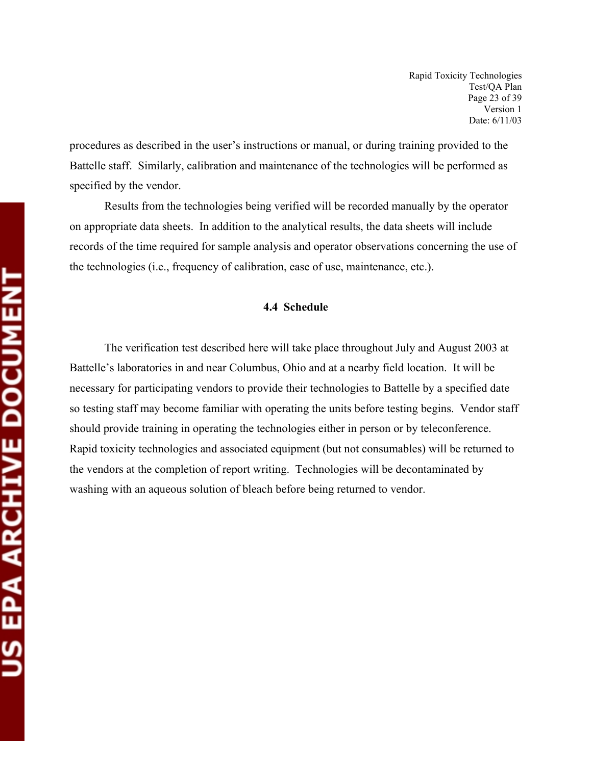procedures as described in the user's instructions or manual, or during training provided to the Battelle staff. Similarly, calibration and maintenance of the technologies will be performed as specified by the vendor.

Results from the technologies being verified will be recorded manually by the operator on appropriate data sheets. In addition to the analytical results, the data sheets will include records of the time required for sample analysis and operator observations concerning the use of the technologies (i.e., frequency of calibration, ease of use, maintenance, etc.).

### 4.4 Schedule

The verification test described here will take place throughout July and August 2003 at Battelle's laboratories in and near Columbus, Ohio and at a nearby field location. It will be necessary for participating vendors to provide their technologies to Battelle by a specified date so testing staff may become familiar with operating the units before testing begins. Vendor staff should provide training in operating the technologies either in person or by teleconference. Rapid toxicity technologies and associated equipment (but not consumables) will be returned to the vendors at the completion of report writing. Technologies will be decontaminated by washing with an aqueous solution of bleach before being returned to vendor.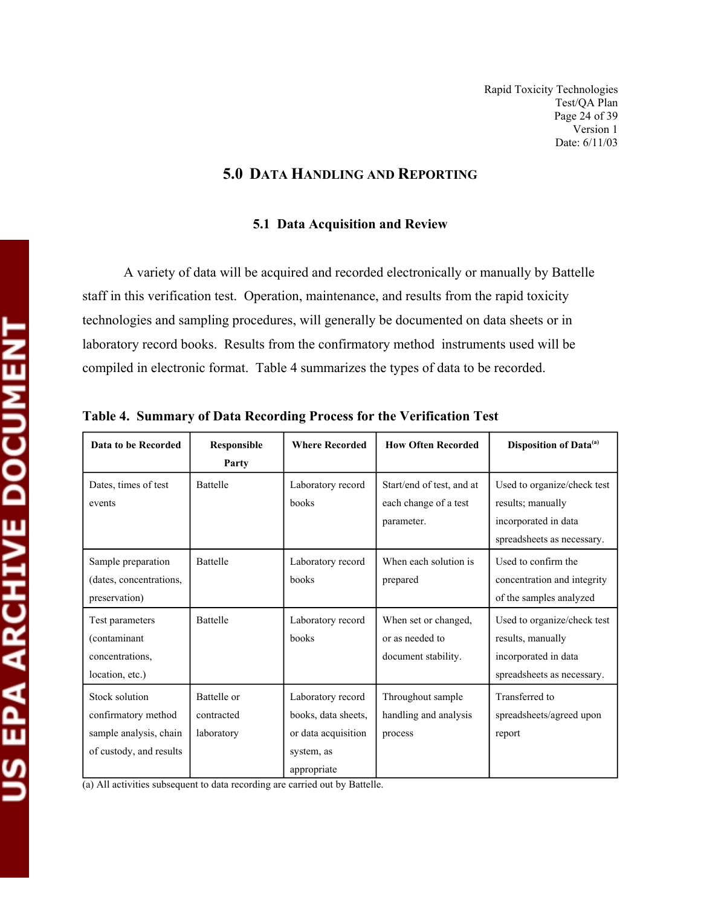# 5.0 Data Handling and Reporting

## 5.1 Data Acquisition and Review

A variety of data will be acquired and recorded electronically or manually by Battelle staff in this verification test. Operation, maintenance, and results from the rapid toxicity technologies and sampling procedures, will generally be documented on data sheets or in laboratory record books. Results from the confirmatory method instruments used will be compiled in electronic format. Table 4 summarizes the types of data to be recorded.

**Table 4. Summary of Data Recording Process for the Verification Test**

| Data to be Recorded | Responsible Party | Where Recorded | How Often Recorded | Disposition of Data[(a)] |
|---|---|---|---|---|
| Dates, times of test events | Battelle | Laboratory record books | Start/end of test, and at each change of a test parameter. | Used to organize/check test results; manually incorporated in data spreadsheets as necessary. |
| Sample preparation (dates, concentrations, preservation) | Battelle | Laboratory record books | When each solution is prepared | Used to confirm the concentration and integrity of the samples analyzed |
| Test parameters (contaminant concentrations, location, etc.) | Battelle | Laboratory record books | When set or changed, or as needed to document stability. | Used to organize/check test results, manually incorporated in data spreadsheets as necessary. |
| Stock solution confirmatory method sample analysis, chain of custody, and results | Battelle or contracted laboratory | Laboratory record books, data sheets, or data acquisition system, as appropriate | Throughout sample handling and analysis process | Transferred to spreadsheets/agreed upon report |

(a) All activities subsequent to data recording are carried out by Battelle.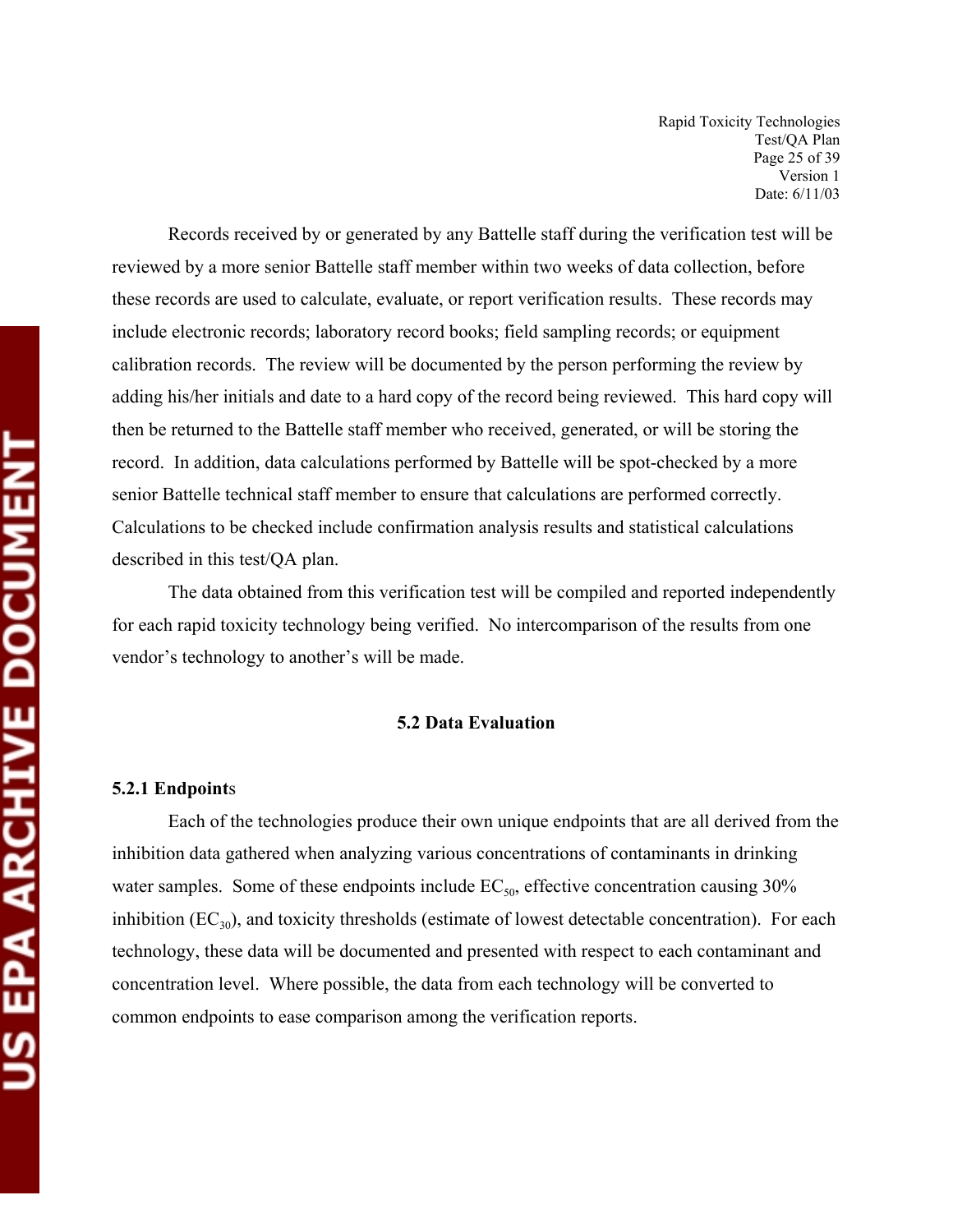Records received by or generated by any Battelle staff during the verification test will be reviewed by a more senior Battelle staff member within two weeks of data collection, before these records are used to calculate, evaluate, or report verification results. These records may include electronic records; laboratory record books; field sampling records; or equipment calibration records. The review will be documented by the person performing the review by adding his/her initials and date to a hard copy of the record being reviewed. This hard copy will then be returned to the Battelle staff member who received, generated, or will be storing the record. In addition, data calculations performed by Battelle will be spot-checked by a more senior Battelle technical staff member to ensure that calculations are performed correctly. Calculations to be checked include confirmation analysis results and statistical calculations described in this test/QA plan.

The data obtained from this verification test will be compiled and reported independently for each rapid toxicity technology being verified. No intercomparison of the results from one vendor's technology to another's will be made.

## 5.2 Data Evaluation

### 5.2.1 Endpoints

Each of the technologies produce their own unique endpoints that are all derived from the inhibition data gathered when analyzing various concentrations of contaminants in drinking water samples. Some of these endpoints include $EC_{50}$, effective concentration causing 30% inhibition ($EC_{30}$), and toxicity thresholds (estimate of lowest detectable concentration). For each technology, these data will be documented and presented with respect to each contaminant and concentration level. Where possible, the data from each technology will be converted to common endpoints to ease comparison among the verification reports.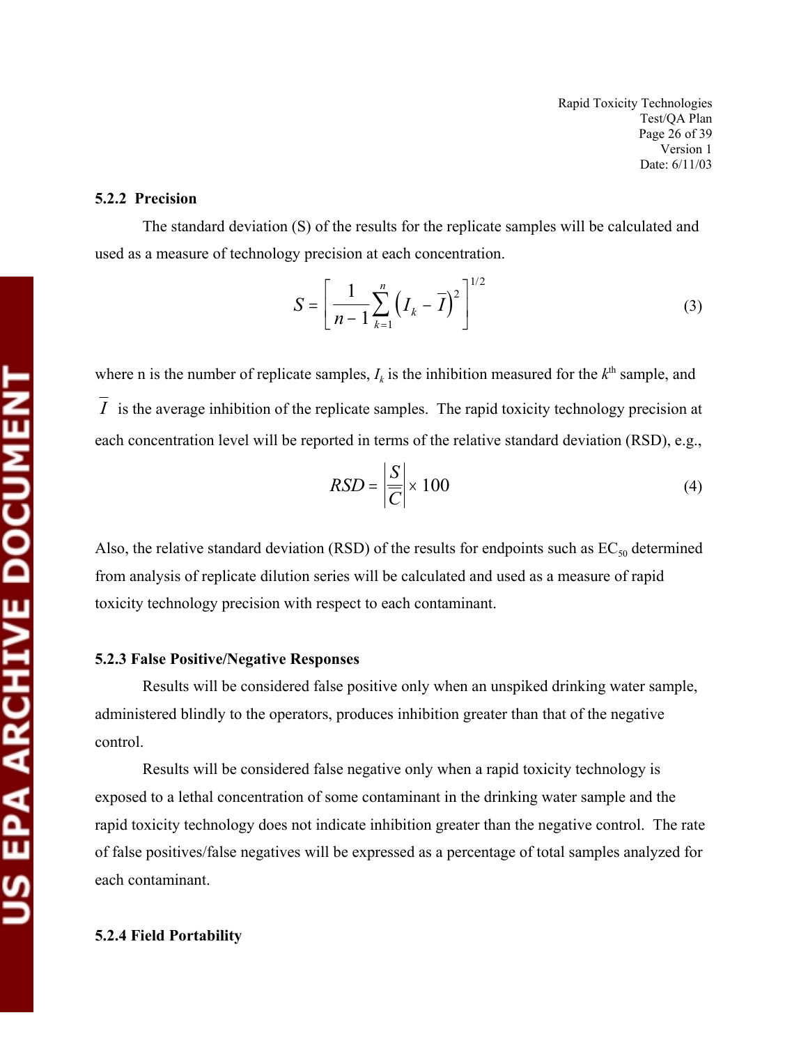### 5.2.2 Precision

The standard deviation (S) of the results for the replicate samples will be calculated and used as a measure of technology precision at each concentration.

$$S = \left[ \frac{1}{n-1} \sum_{k=1}^{n} \left( I_k - \overline{I} \right)^2 \right]^{1/2} \tag{3}$$

where n is the number of replicate samples, $I_k$ is the inhibition measured for the $k^{th}$ sample, and $\overline{I}$ is the average inhibition of the replicate samples. The rapid toxicity technology precision at each concentration level will be reported in terms of the relative standard deviation (RSD), e.g.,

$$RSD = \left| \frac{S}{\overline{C}} \right| \times 100 \tag{4}$$

Also, the relative standard deviation (RSD) of the results for endpoints such as $EC_{50}$ determined from analysis of replicate dilution series will be calculated and used as a measure of rapid toxicity technology precision with respect to each contaminant.

### 5.2.3 False Positive/Negative Responses

Results will be considered false positive only when an unspiked drinking water sample, administered blindly to the operators, produces inhibition greater than that of the negative control.

Results will be considered false negative only when a rapid toxicity technology is exposed to a lethal concentration of some contaminant in the drinking water sample and the rapid toxicity technology does not indicate inhibition greater than the negative control. The rate of false positives/false negatives will be expressed as a percentage of total samples analyzed for each contaminant.

### 5.2.4 Field Portability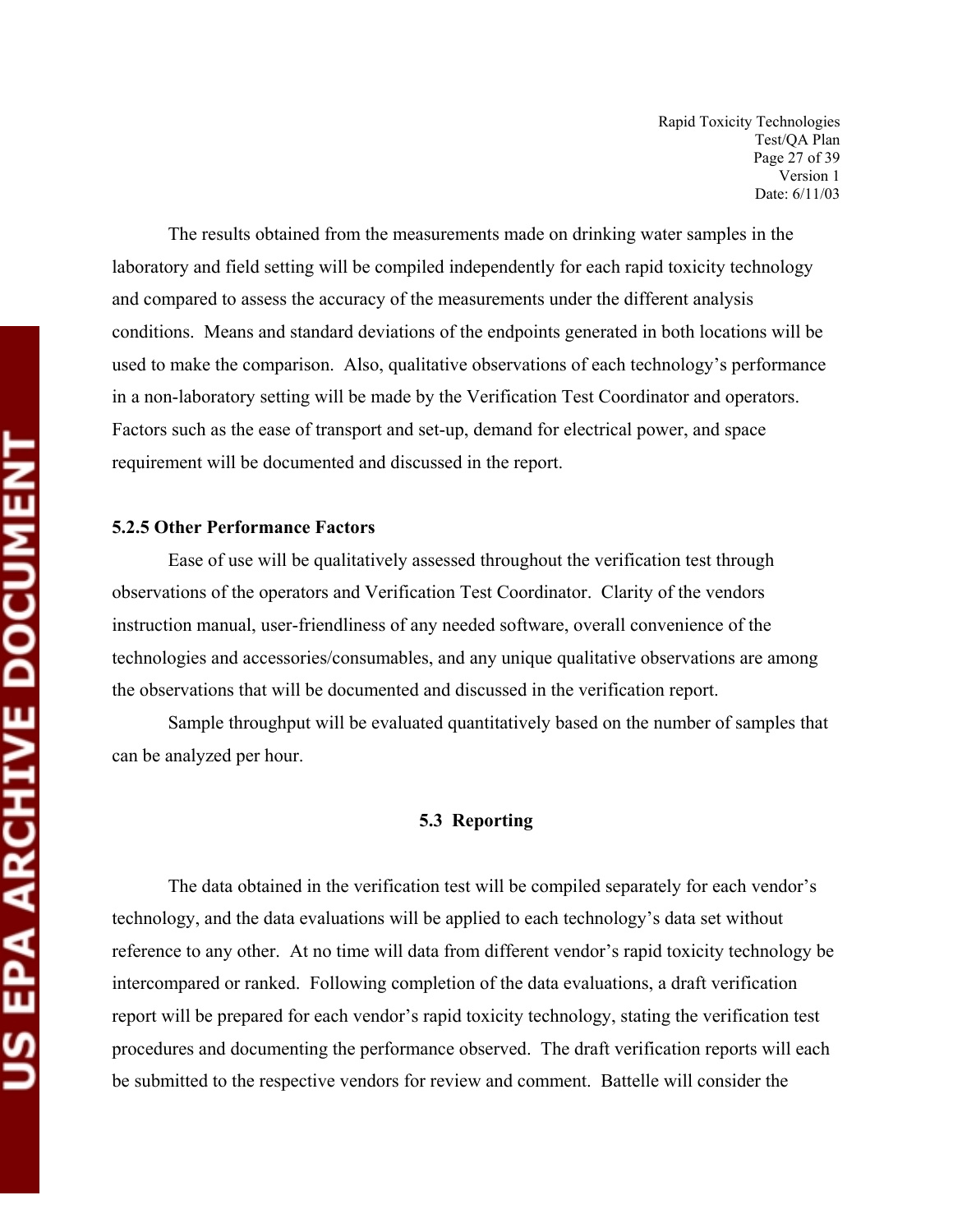The results obtained from the measurements made on drinking water samples in the laboratory and field setting will be compiled independently for each rapid toxicity technology and compared to assess the accuracy of the measurements under the different analysis conditions. Means and standard deviations of the endpoints generated in both locations will be used to make the comparison. Also, qualitative observations of each technology's performance in a non-laboratory setting will be made by the Verification Test Coordinator and operators. Factors such as the ease of transport and set-up, demand for electrical power, and space requirement will be documented and discussed in the report.

### 5.2.5 Other Performance Factors

Ease of use will be qualitatively assessed throughout the verification test through observations of the operators and Verification Test Coordinator. Clarity of the vendors instruction manual, user-friendliness of any needed software, overall convenience of the technologies and accessories/consumables, and any unique qualitative observations are among the observations that will be documented and discussed in the verification report.

Sample throughput will be evaluated quantitatively based on the number of samples that can be analyzed per hour.

## 5.3 Reporting

The data obtained in the verification test will be compiled separately for each vendor's technology, and the data evaluations will be applied to each technology's data set without reference to any other. At no time will data from different vendor's rapid toxicity technology be intercompared or ranked. Following completion of the data evaluations, a draft verification report will be prepared for each vendor's rapid toxicity technology, stating the verification test procedures and documenting the performance observed. The draft verification reports will each be submitted to the respective vendors for review and comment. Battelle will consider the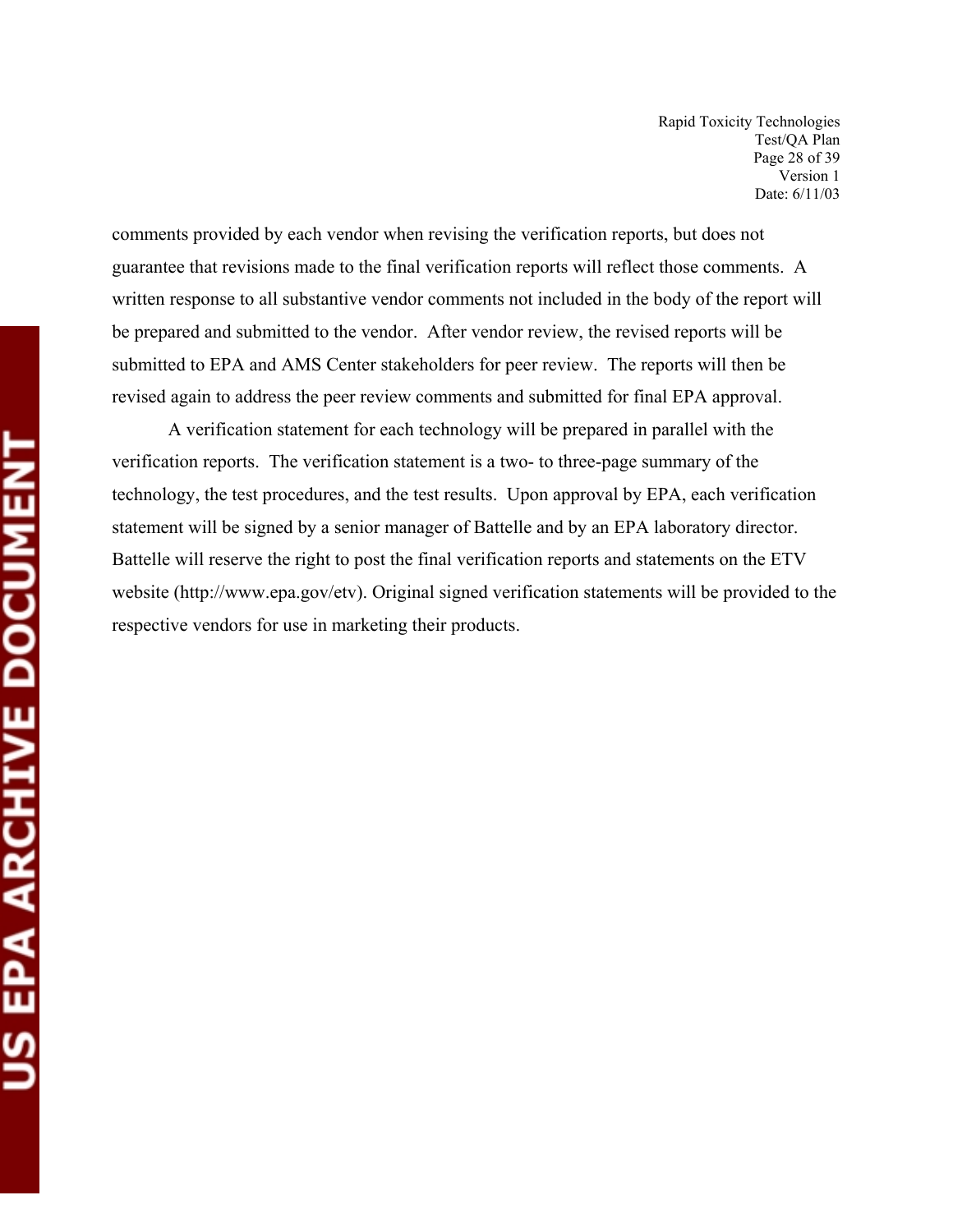comments provided by each vendor when revising the verification reports, but does not guarantee that revisions made to the final verification reports will reflect those comments. A written response to all substantive vendor comments not included in the body of the report will be prepared and submitted to the vendor. After vendor review, the revised reports will be submitted to EPA and AMS Center stakeholders for peer review. The reports will then be revised again to address the peer review comments and submitted for final EPA approval.

A verification statement for each technology will be prepared in parallel with the verification reports. The verification statement is a two- to three-page summary of the technology, the test procedures, and the test results. Upon approval by EPA, each verification statement will be signed by a senior manager of Battelle and by an EPA laboratory director. Battelle will reserve the right to post the final verification reports and statements on the ETV website (http://www.epa.gov/etv). Original signed verification statements will be provided to the respective vendors for use in marketing their products.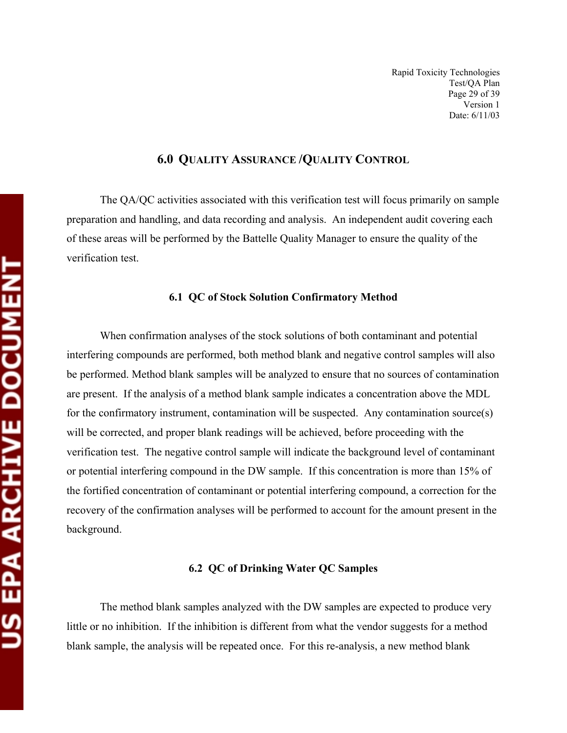## 6.0 QUALITY ASSURANCE /QUALITY CONTROL

The QA/QC activities associated with this verification test will focus primarily on sample preparation and handling, and data recording and analysis. An independent audit covering each of these areas will be performed by the Battelle Quality Manager to ensure the quality of the verification test.

### 6.1 QC of Stock Solution Confirmatory Method

When confirmation analyses of the stock solutions of both contaminant and potential interfering compounds are performed, both method blank and negative control samples will also be performed. Method blank samples will be analyzed to ensure that no sources of contamination are present. If the analysis of a method blank sample indicates a concentration above the MDL for the confirmatory instrument, contamination will be suspected. Any contamination source(s) will be corrected, and proper blank readings will be achieved, before proceeding with the verification test. The negative control sample will indicate the background level of contaminant or potential interfering compound in the DW sample. If this concentration is more than 15% of the fortified concentration of contaminant or potential interfering compound, a correction for the recovery of the confirmation analyses will be performed to account for the amount present in the background.

### 6.2 QC of Drinking Water QC Samples

The method blank samples analyzed with the DW samples are expected to produce very little or no inhibition. If the inhibition is different from what the vendor suggests for a method blank sample, the analysis will be repeated once. For this re-analysis, a new method blank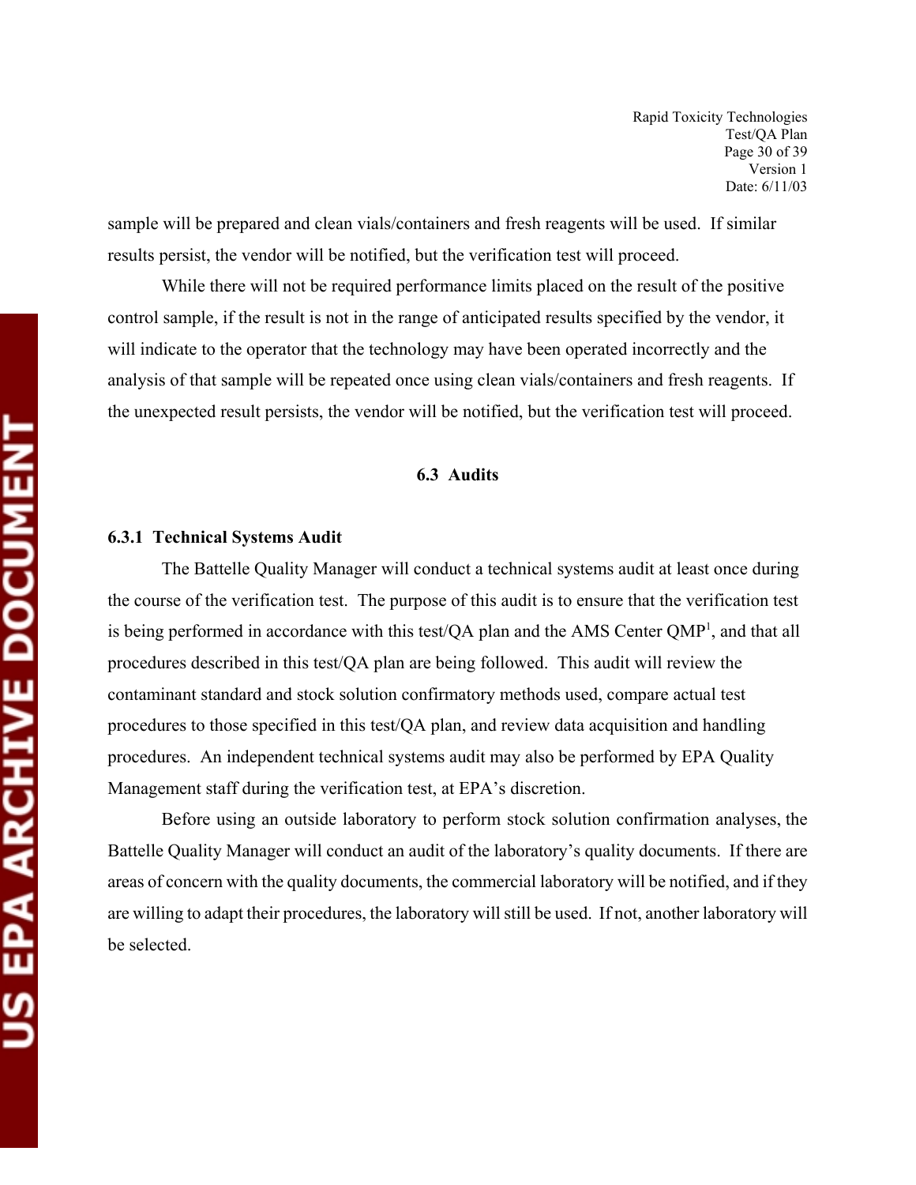sample will be prepared and clean vials/containers and fresh reagents will be used. If similar results persist, the vendor will be notified, but the verification test will proceed.

While there will not be required performance limits placed on the result of the positive control sample, if the result is not in the range of anticipated results specified by the vendor, it will indicate to the operator that the technology may have been operated incorrectly and the analysis of that sample will be repeated once using clean vials/containers and fresh reagents. If the unexpected result persists, the vendor will be notified, but the verification test will proceed.

## 6.3 Audits

### 6.3.1 Technical Systems Audit

The Battelle Quality Manager will conduct a technical systems audit at least once during the course of the verification test. The purpose of this audit is to ensure that the verification test is being performed in accordance with this test/QA plan and the AMS Center QMP[1], and that all procedures described in this test/QA plan are being followed. This audit will review the contaminant standard and stock solution confirmatory methods used, compare actual test procedures to those specified in this test/QA plan, and review data acquisition and handling procedures. An independent technical systems audit may also be performed by EPA Quality Management staff during the verification test, at EPA's discretion.

Before using an outside laboratory to perform stock solution confirmation analyses, the Battelle Quality Manager will conduct an audit of the laboratory's quality documents. If there are areas of concern with the quality documents, the commercial laboratory will be notified, and if they are willing to adapt their procedures, the laboratory will still be used. If not, another laboratory will be selected.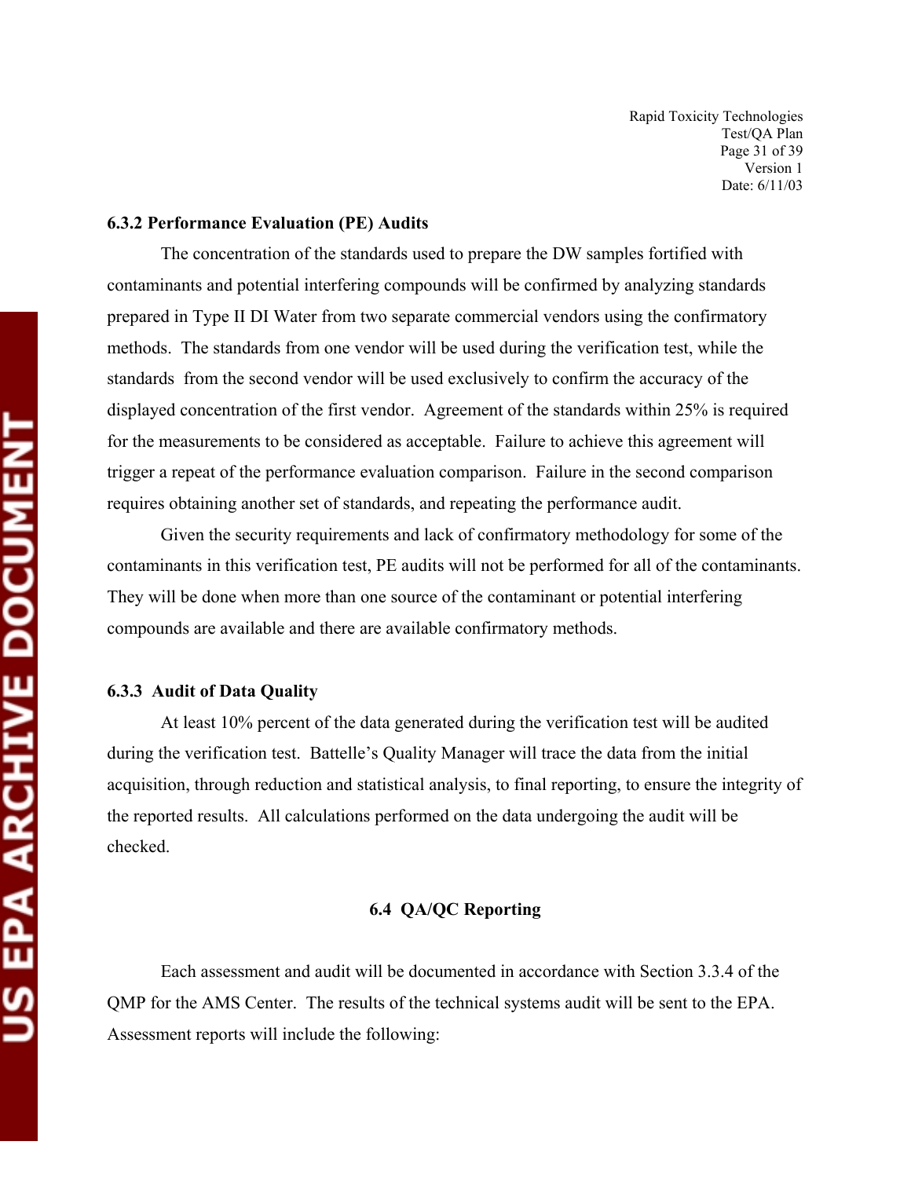### 6.3.2 Performance Evaluation (PE) Audits

The concentration of the standards used to prepare the DW samples fortified with contaminants and potential interfering compounds will be confirmed by analyzing standards prepared in Type II DI Water from two separate commercial vendors using the confirmatory methods. The standards from one vendor will be used during the verification test, while the standards from the second vendor will be used exclusively to confirm the accuracy of the displayed concentration of the first vendor. Agreement of the standards within 25% is required for the measurements to be considered as acceptable. Failure to achieve this agreement will trigger a repeat of the performance evaluation comparison. Failure in the second comparison requires obtaining another set of standards, and repeating the performance audit.

Given the security requirements and lack of confirmatory methodology for some of the contaminants in this verification test, PE audits will not be performed for all of the contaminants. They will be done when more than one source of the contaminant or potential interfering compounds are available and there are available confirmatory methods.

### 6.3.3 Audit of Data Quality

At least 10% percent of the data generated during the verification test will be audited during the verification test. Battelle's Quality Manager will trace the data from the initial acquisition, through reduction and statistical analysis, to final reporting, to ensure the integrity of the reported results. All calculations performed on the data undergoing the audit will be checked.

## 6.4 QA/QC Reporting

Each assessment and audit will be documented in accordance with Section 3.3.4 of the QMP for the AMS Center. The results of the technical systems audit will be sent to the EPA. Assessment reports will include the following: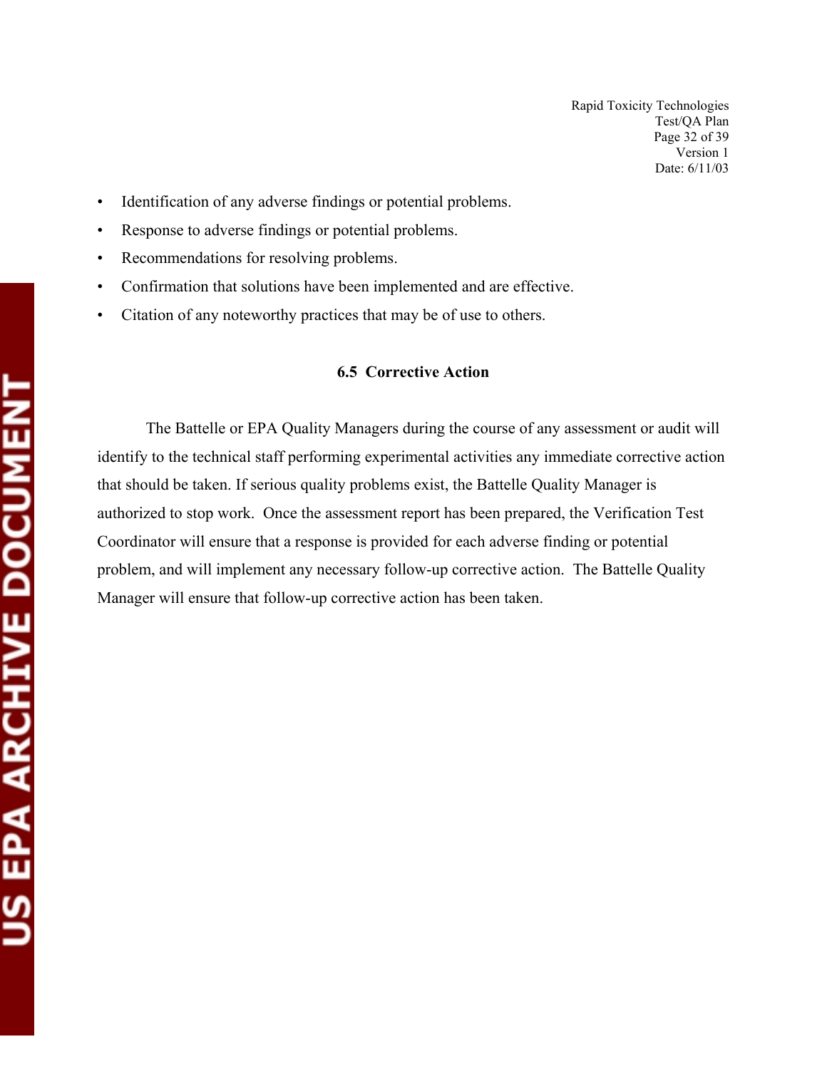- Identification of any adverse findings or potential problems.
- Response to adverse findings or potential problems.
- Recommendations for resolving problems.
- Confirmation that solutions have been implemented and are effective.
- Citation of any noteworthy practices that may be of use to others.

### 6.5 Corrective Action

The Battelle or EPA Quality Managers during the course of any assessment or audit will identify to the technical staff performing experimental activities any immediate corrective action that should be taken. If serious quality problems exist, the Battelle Quality Manager is authorized to stop work. Once the assessment report has been prepared, the Verification Test Coordinator will ensure that a response is provided for each adverse finding or potential problem, and will implement any necessary follow-up corrective action. The Battelle Quality Manager will ensure that follow-up corrective action has been taken.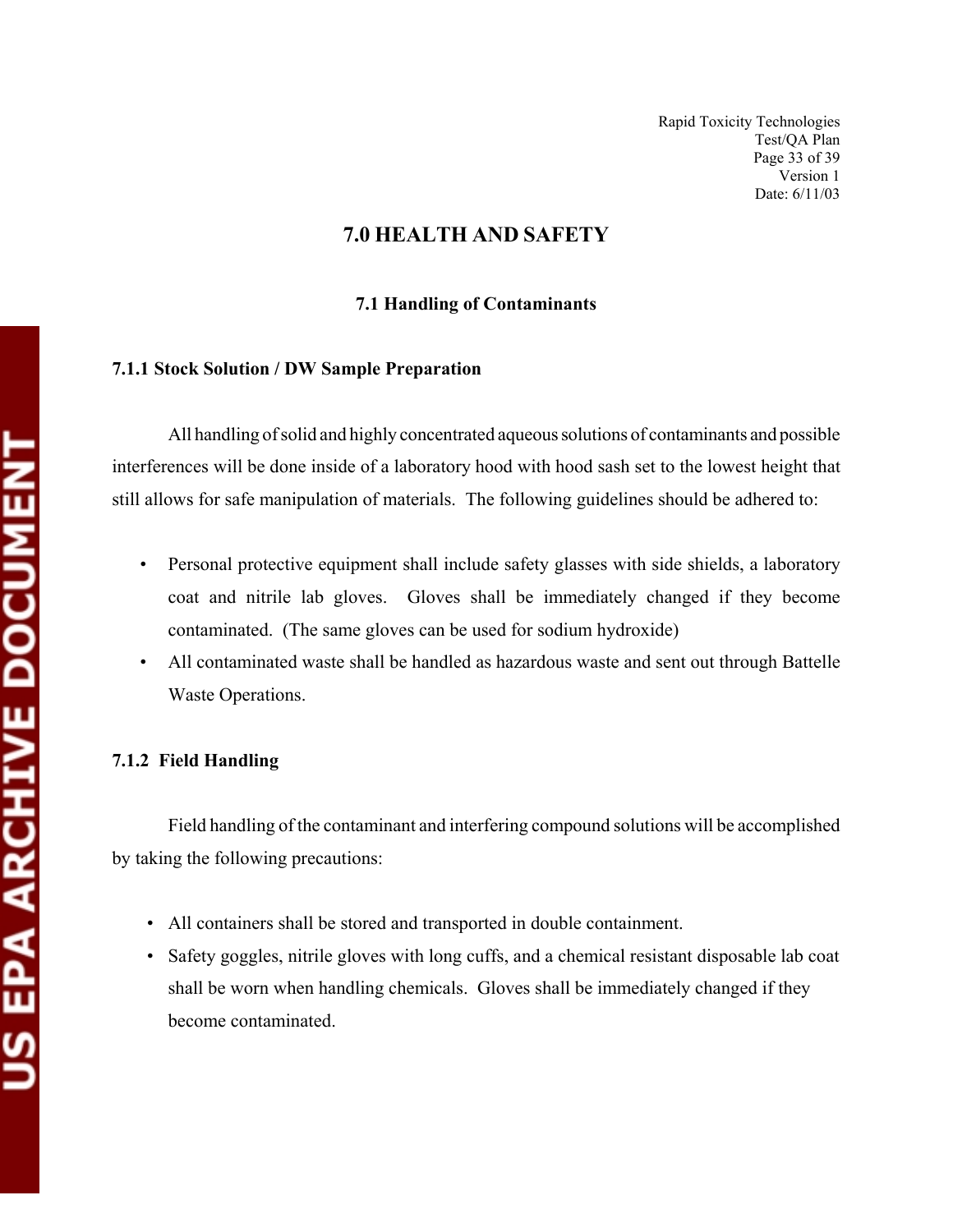# 7.0 HEALTH AND SAFETY

## 7.1 Handling of Contaminants

### 7.1.1 Stock Solution / DW Sample Preparation

All handling of solid and highly concentrated aqueous solutions of contaminants and possible interferences will be done inside of a laboratory hood with hood sash set to the lowest height that still allows for safe manipulation of materials. The following guidelines should be adhered to:

- Personal protective equipment shall include safety glasses with side shields, a laboratory coat and nitrile lab gloves. Gloves shall be immediately changed if they become contaminated. (The same gloves can be used for sodium hydroxide)
- All contaminated waste shall be handled as hazardous waste and sent out through Battelle Waste Operations.

### 7.1.2 Field Handling

Field handling of the contaminant and interfering compound solutions will be accomplished by taking the following precautions:

- All containers shall be stored and transported in double containment.
- Safety goggles, nitrile gloves with long cuffs, and a chemical resistant disposable lab coat shall be worn when handling chemicals. Gloves shall be immediately changed if they become contaminated.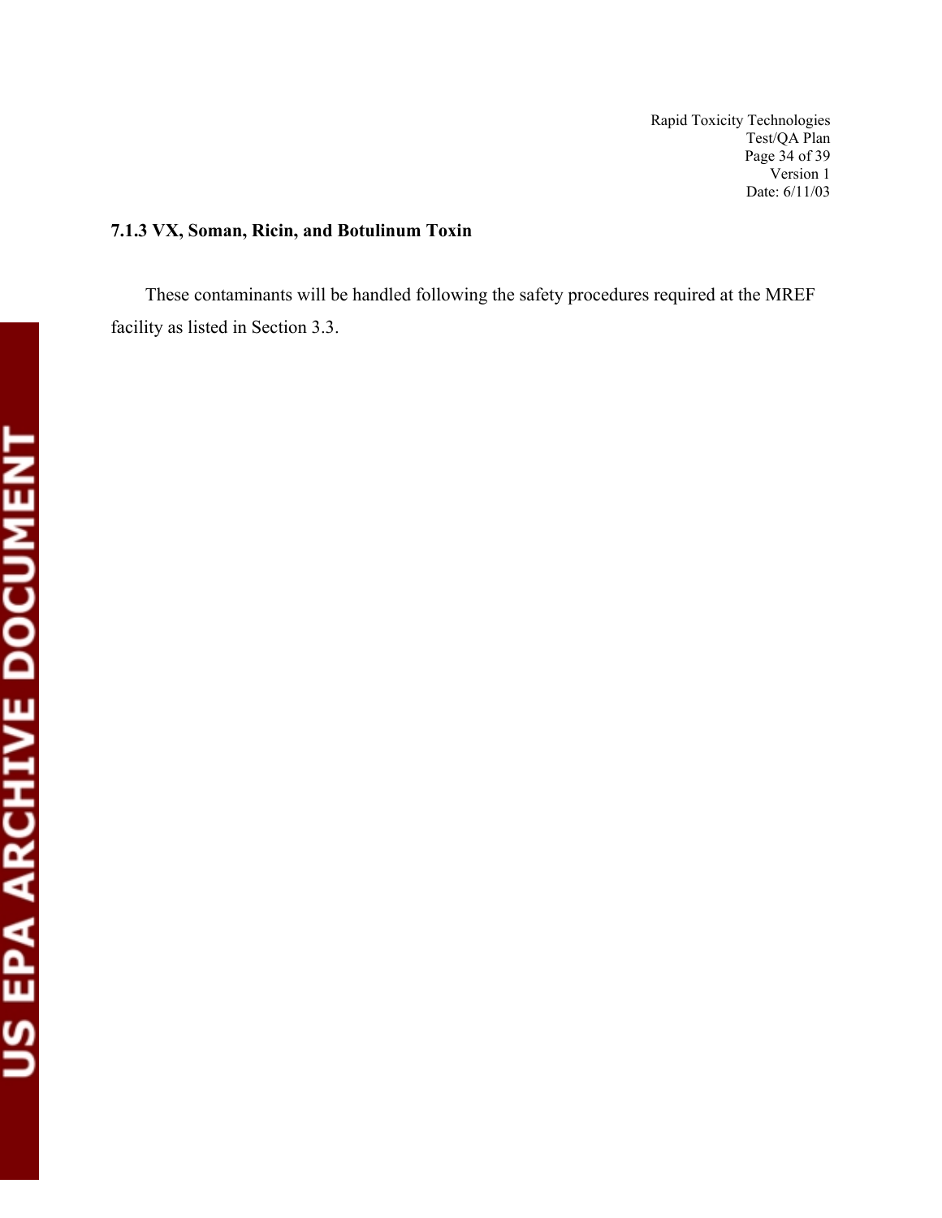### 7.1.3 VX, Soman, Ricin, and Botulinum Toxin

These contaminants will be handled following the safety procedures required at the MREF facility as listed in Section 3.3.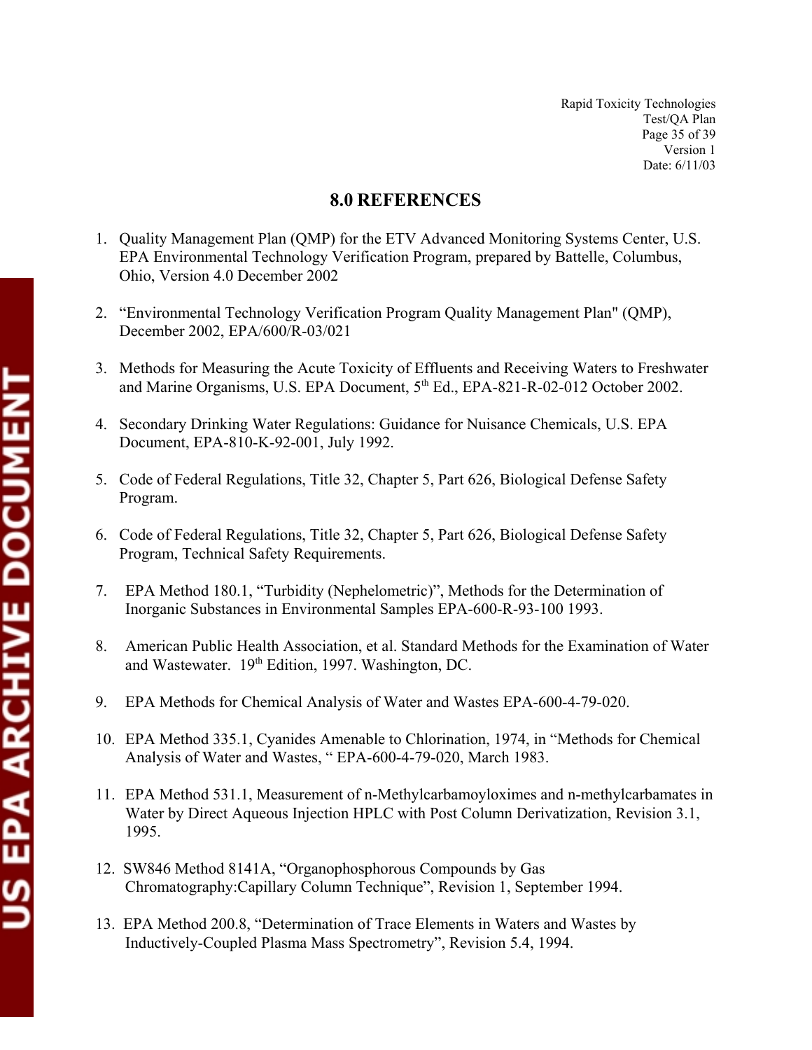## 8.0 REFERENCES

1. Quality Management Plan (QMP) for the ETV Advanced Monitoring Systems Center, U.S. EPA Environmental Technology Verification Program, prepared by Battelle, Columbus, Ohio, Version 4.0 December 2002

2. "Environmental Technology Verification Program Quality Management Plan" (QMP), December 2002, EPA/600/R-03/021

3. Methods for Measuring the Acute Toxicity of Effluents and Receiving Waters to Freshwater and Marine Organisms, U.S. EPA Document, 5th Ed., EPA-821-R-02-012 October 2002.

4. Secondary Drinking Water Regulations: Guidance for Nuisance Chemicals, U.S. EPA Document, EPA-810-K-92-001, July 1992.

5. Code of Federal Regulations, Title 32, Chapter 5, Part 626, Biological Defense Safety Program.

6. Code of Federal Regulations, Title 32, Chapter 5, Part 626, Biological Defense Safety Program, Technical Safety Requirements.

7. EPA Method 180.1, "Turbidity (Nephelometric)", Methods for the Determination of Inorganic Substances in Environmental Samples EPA-600-R-93-100 1993.

8. American Public Health Association, et al. Standard Methods for the Examination of Water and Wastewater. 19th Edition, 1997. Washington, DC.

9. EPA Methods for Chemical Analysis of Water and Wastes EPA-600-4-79-020.

10. EPA Method 335.1, Cyanides Amenable to Chlorination, 1974, in "Methods for Chemical Analysis of Water and Wastes, " EPA-600-4-79-020, March 1983.

11. EPA Method 531.1, Measurement of n-Methylcarbamoyloximes and n-methylcarbamates in Water by Direct Aqueous Injection HPLC with Post Column Derivatization, Revision 3.1, 1995.

12. SW846 Method 8141A, "Organophosphorous Compounds by Gas Chromatography:Capillary Column Technique", Revision 1, September 1994.

13. EPA Method 200.8, "Determination of Trace Elements in Waters and Wastes by Inductively-Coupled Plasma Mass Spectrometry", Revision 5.4, 1994.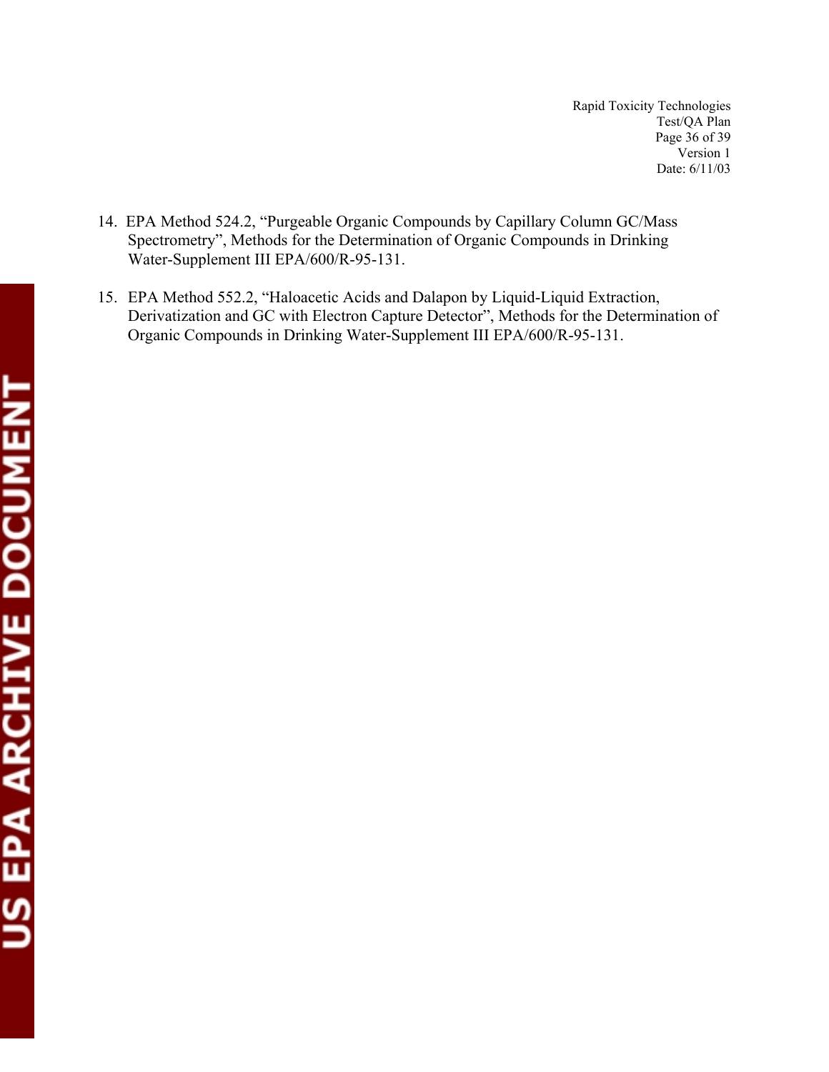14. EPA Method 524.2, "Purgeable Organic Compounds by Capillary Column GC/Mass Spectrometry", Methods for the Determination of Organic Compounds in Drinking Water-Supplement III EPA/600/R-95-131.

15. EPA Method 552.2, "Haloacetic Acids and Dalapon by Liquid-Liquid Extraction, Derivatization and GC with Electron Capture Detector", Methods for the Determination of Organic Compounds in Drinking Water-Supplement III EPA/600/R-95-131.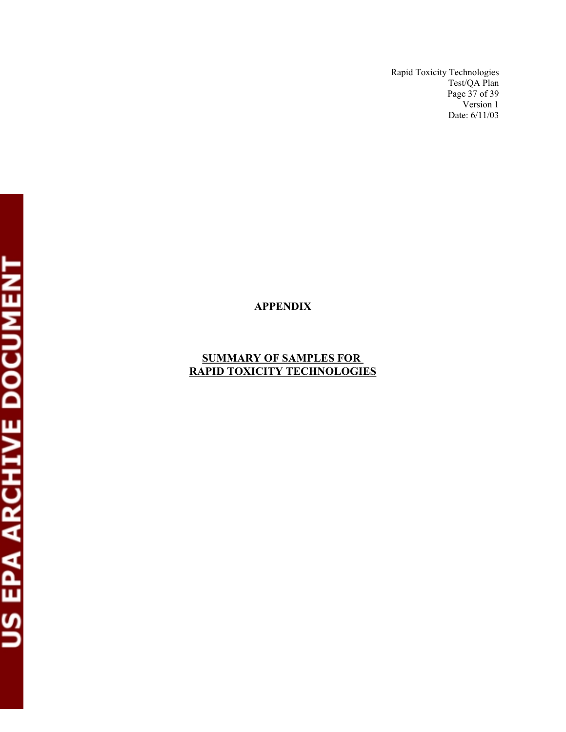# APPENDIX

## SUMMARY OF SAMPLES FOR RAPID TOXICITY TECHNOLOGIES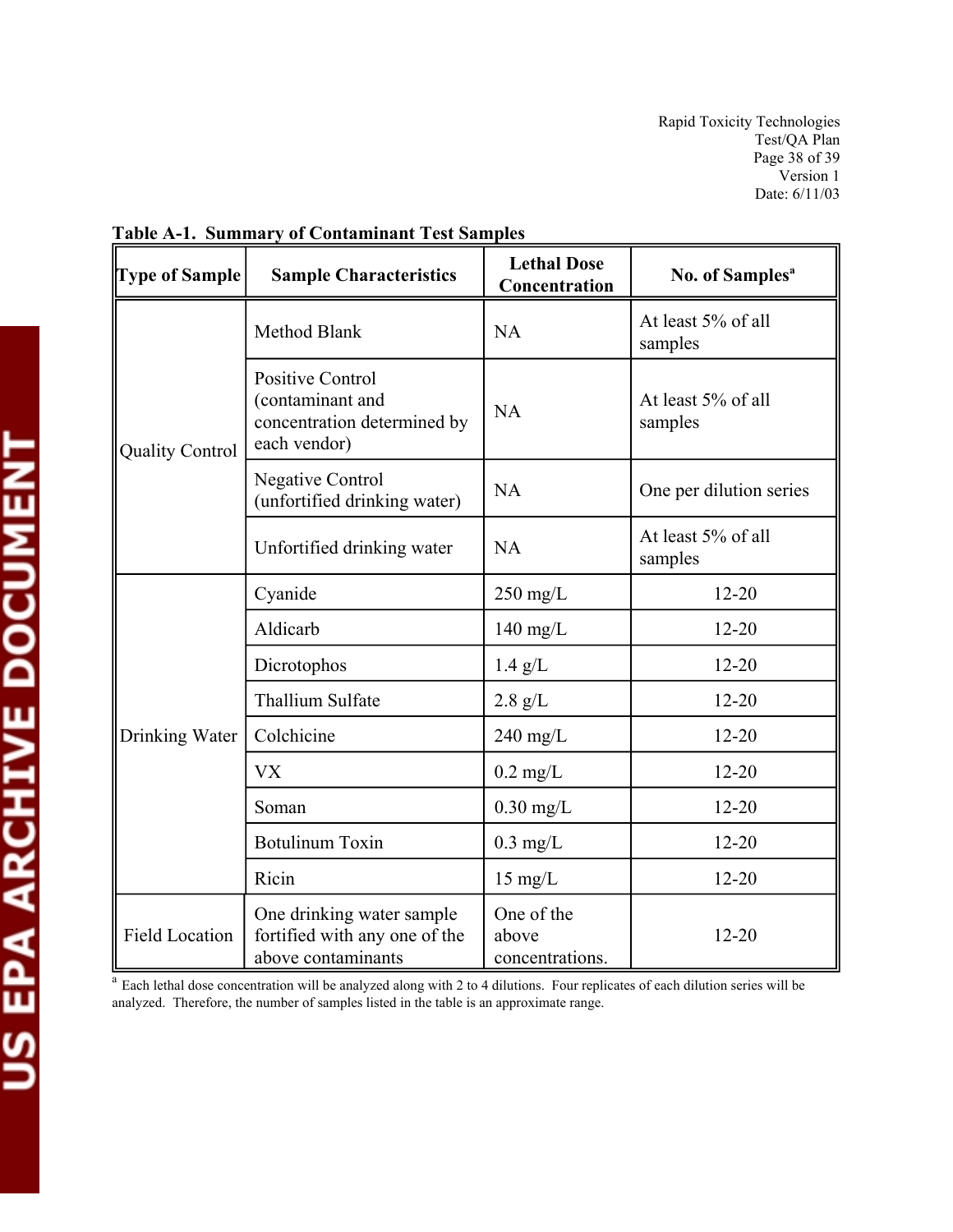**Table A-1. Summary of Contaminant Test Samples**

| Type of Sample | Sample Characteristics | Lethal Dose Concentration | No. of Samples[a] |
|---|---|---|---|
| Quality Control | Method Blank | NA | At least 5% of all samples |
| | Positive Control (contaminant and concentration determined by each vendor) | NA | At least 5% of all samples |
| | Negative Control (unfortified drinking water) | NA | One per dilution series |
| | Unfortified drinking water | NA | At least 5% of all samples |
| Drinking Water | Cyanide | 250 mg/L | 12-20 |
| | Aldicarb | 140 mg/L | 12-20 |
| | Dicrotophos | 1.4 g/L | 12-20 |
| | Thallium Sulfate | 2.8 g/L | 12-20 |
| | Colchicine | 240 mg/L | 12-20 |
| | VX | 0.2 mg/L | 12-20 |
| | Soman | 0.30 mg/L | 12-20 |
| | Botulinum Toxin | 0.3 mg/L | 12-20 |
| | Ricin | 15 mg/L | 12-20 |
| Field Location | One drinking water sample fortified with any one of the above contaminants | One of the above concentrations. | 12-20 |

[a] Each lethal dose concentration will be analyzed along with 2 to 4 dilutions. Four replicates of each dilution series will be analyzed. Therefore, the number of samples listed in the table is an approximate range.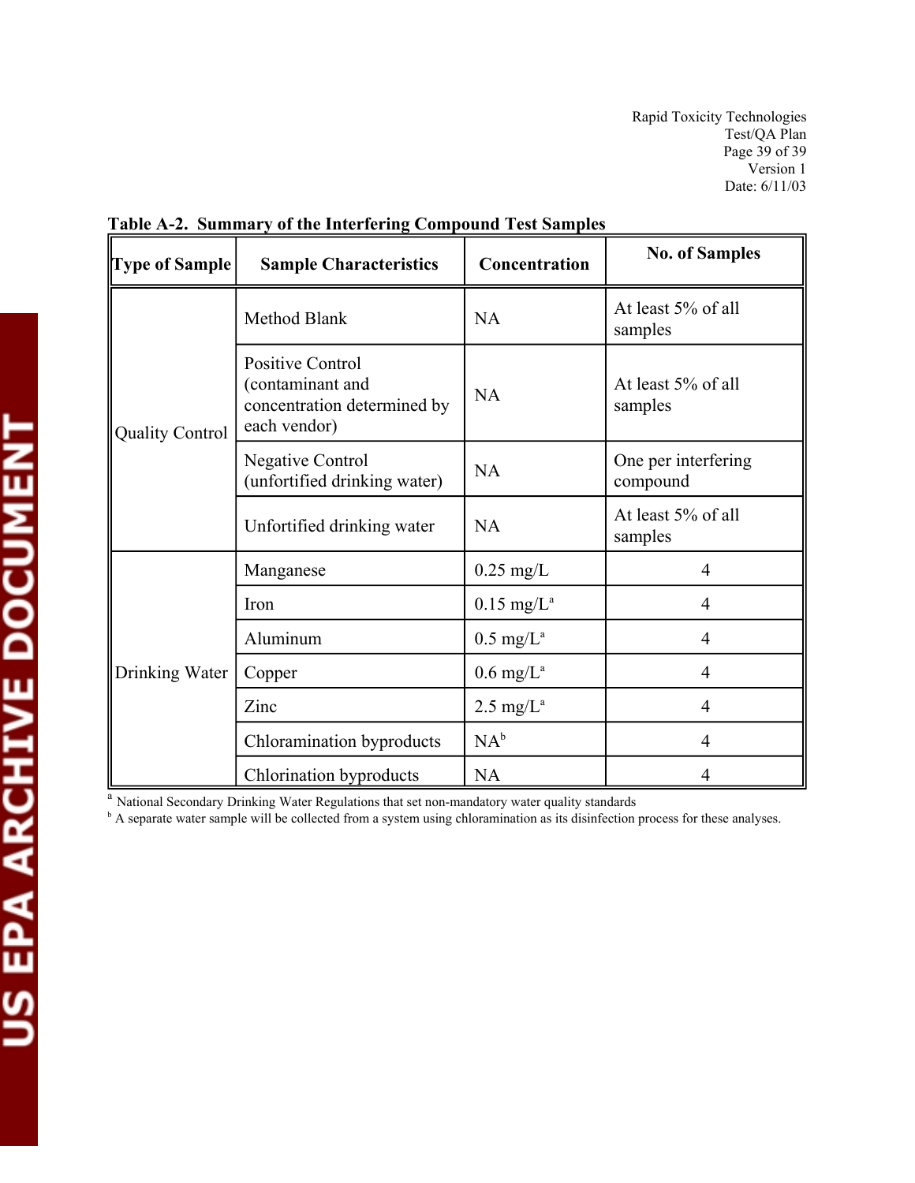**Table A-2. Summary of the Interfering Compound Test Samples**

| Type of Sample | Sample Characteristics | Concentration | No. of Samples |
|---|---|---|---|
| Quality Control | Method Blank | NA | At least 5% of all samples |
| | Positive Control (contaminant and concentration determined by each vendor) | NA | At least 5% of all samples |
| | Negative Control (unfortified drinking water) | NA | One per interfering compound |
| | Unfortified drinking water | NA | At least 5% of all samples |
| Drinking Water | Manganese | 0.25 mg/L | 4 |
| | Iron | 0.15 mg/L[a] | 4 |
| | Aluminum | 0.5 mg/L[a] | 4 |
| | Copper | 0.6 mg/L[a] | 4 |
| | Zinc | 2.5 mg/L[a] | 4 |
| | Chloramination byproducts | NA[b] | 4 |
| | Chlorination byproducts | NA | 4 |

[a] National Secondary Drinking Water Regulations that set non-mandatory water quality standards

[b] A separate water sample will be collected from a system using chloramination as its disinfection process for these analyses.